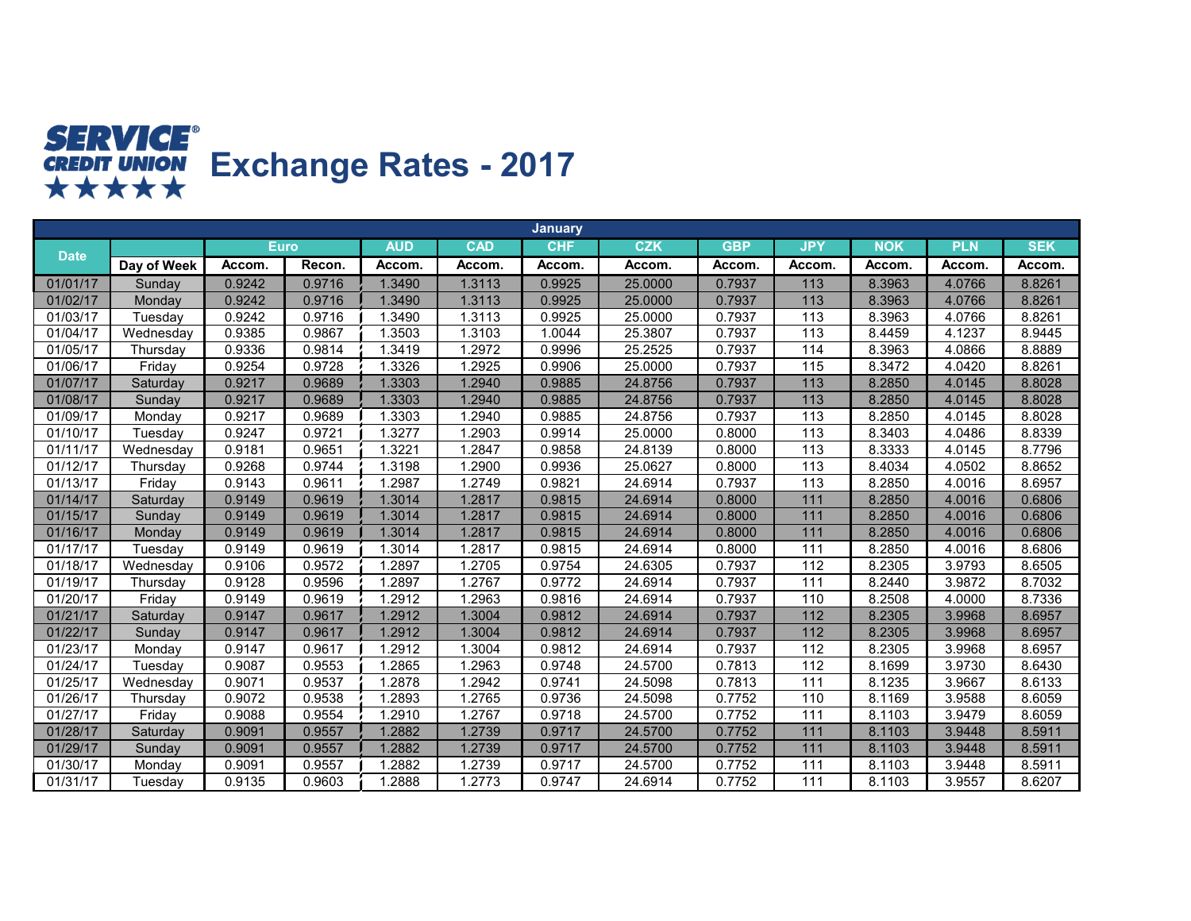# Exchange Rates - 2017

SERVICE CREDIT UNION

| January | | | | | | | | | | | | |
|---|---|---|---|---|---|---|---|---|---|---|---|---|
| Date | | Euro | | AUD | CAD | CHF | CZK | GBP | JPY | NOK | PLN | SEK |
| | Day of Week | Accom. | Recon. | Accom. | Accom. | Accom. | Accom. | Accom. | Accom. | Accom. | Accom. | Accom. |
| 01/01/17 | Sunday | 0.9242 | 0.9716 | 1.3490 | 1.3113 | 0.9925 | 25.0000 | 0.7937 | 113 | 8.3963 | 4.0766 | 8.8261 |
| 01/02/17 | Monday | 0.9242 | 0.9716 | 1.3490 | 1.3113 | 0.9925 | 25.0000 | 0.7937 | 113 | 8.3963 | 4.0766 | 8.8261 |
| 01/03/17 | Tuesday | 0.9242 | 0.9716 | 1.3490 | 1.3113 | 0.9925 | 25.0000 | 0.7937 | 113 | 8.3963 | 4.0766 | 8.8261 |
| 01/04/17 | Wednesday | 0.9385 | 0.9867 | 1.3503 | 1.3103 | 1.0044 | 25.3807 | 0.7937 | 113 | 8.4459 | 4.1237 | 8.9445 |
| 01/05/17 | Thursday | 0.9336 | 0.9814 | 1.3419 | 1.2972 | 0.9996 | 25.2525 | 0.7937 | 114 | 8.3963 | 4.0866 | 8.8889 |
| 01/06/17 | Friday | 0.9254 | 0.9728 | 1.3326 | 1.2925 | 0.9906 | 25.0000 | 0.7937 | 115 | 8.3472 | 4.0420 | 8.8261 |
| 01/07/17 | Saturday | 0.9217 | 0.9689 | 1.3303 | 1.2940 | 0.9885 | 24.8756 | 0.7937 | 113 | 8.2850 | 4.0145 | 8.8028 |
| 01/08/17 | Sunday | 0.9217 | 0.9689 | 1.3303 | 1.2940 | 0.9885 | 24.8756 | 0.7937 | 113 | 8.2850 | 4.0145 | 8.8028 |
| 01/09/17 | Monday | 0.9217 | 0.9689 | 1.3303 | 1.2940 | 0.9885 | 24.8756 | 0.7937 | 113 | 8.2850 | 4.0145 | 8.8028 |
| 01/10/17 | Tuesday | 0.9247 | 0.9721 | 1.3277 | 1.2903 | 0.9914 | 25.0000 | 0.8000 | 113 | 8.3403 | 4.0486 | 8.8339 |
| 01/11/17 | Wednesday | 0.9181 | 0.9651 | 1.3221 | 1.2847 | 0.9858 | 24.8139 | 0.8000 | 113 | 8.3333 | 4.0145 | 8.7796 |
| 01/12/17 | Thursday | 0.9268 | 0.9744 | 1.3198 | 1.2900 | 0.9936 | 25.0627 | 0.8000 | 113 | 8.4034 | 4.0502 | 8.8652 |
| 01/13/17 | Friday | 0.9143 | 0.9611 | 1.2987 | 1.2749 | 0.9821 | 24.6914 | 0.7937 | 113 | 8.2850 | 4.0016 | 8.6957 |
| 01/14/17 | Saturday | 0.9149 | 0.9619 | 1.3014 | 1.2817 | 0.9815 | 24.6914 | 0.8000 | 111 | 8.2850 | 4.0016 | 0.6806 |
| 01/15/17 | Sunday | 0.9149 | 0.9619 | 1.3014 | 1.2817 | 0.9815 | 24.6914 | 0.8000 | 111 | 8.2850 | 4.0016 | 0.6806 |
| 01/16/17 | Monday | 0.9149 | 0.9619 | 1.3014 | 1.2817 | 0.9815 | 24.6914 | 0.8000 | 111 | 8.2850 | 4.0016 | 0.6806 |
| 01/17/17 | Tuesday | 0.9149 | 0.9619 | 1.3014 | 1.2817 | 0.9815 | 24.6914 | 0.8000 | 111 | 8.2850 | 4.0016 | 8.6806 |
| 01/18/17 | Wednesday | 0.9106 | 0.9572 | 1.2897 | 1.2705 | 0.9754 | 24.6305 | 0.7937 | 112 | 8.2305 | 3.9793 | 8.6505 |
| 01/19/17 | Thursday | 0.9128 | 0.9596 | 1.2897 | 1.2767 | 0.9772 | 24.6914 | 0.7937 | 111 | 8.2440 | 3.9872 | 8.7032 |
| 01/20/17 | Friday | 0.9149 | 0.9619 | 1.2912 | 1.2963 | 0.9816 | 24.6914 | 0.7937 | 110 | 8.2508 | 4.0000 | 8.7336 |
| 01/21/17 | Saturday | 0.9147 | 0.9617 | 1.2912 | 1.3004 | 0.9812 | 24.6914 | 0.7937 | 112 | 8.2305 | 3.9968 | 8.6957 |
| 01/22/17 | Sunday | 0.9147 | 0.9617 | 1.2912 | 1.3004 | 0.9812 | 24.6914 | 0.7937 | 112 | 8.2305 | 3.9968 | 8.6957 |
| 01/23/17 | Monday | 0.9147 | 0.9617 | 1.2912 | 1.3004 | 0.9812 | 24.6914 | 0.7937 | 112 | 8.2305 | 3.9968 | 8.6957 |
| 01/24/17 | Tuesday | 0.9087 | 0.9553 | 1.2865 | 1.2963 | 0.9748 | 24.5700 | 0.7813 | 112 | 8.1699 | 3.9730 | 8.6430 |
| 01/25/17 | Wednesday | 0.9071 | 0.9537 | 1.2878 | 1.2942 | 0.9741 | 24.5098 | 0.7813 | 111 | 8.1235 | 3.9667 | 8.6133 |
| 01/26/17 | Thursday | 0.9072 | 0.9538 | 1.2893 | 1.2765 | 0.9736 | 24.5098 | 0.7752 | 110 | 8.1169 | 3.9588 | 8.6059 |
| 01/27/17 | Friday | 0.9088 | 0.9554 | 1.2910 | 1.2767 | 0.9718 | 24.5700 | 0.7752 | 111 | 8.1103 | 3.9479 | 8.6059 |
| 01/28/17 | Saturday | 0.9091 | 0.9557 | 1.2882 | 1.2739 | 0.9717 | 24.5700 | 0.7752 | 111 | 8.1103 | 3.9448 | 8.5911 |
| 01/29/17 | Sunday | 0.9091 | 0.9557 | 1.2882 | 1.2739 | 0.9717 | 24.5700 | 0.7752 | 111 | 8.1103 | 3.9448 | 8.5911 |
| 01/30/17 | Monday | 0.9091 | 0.9557 | 1.2882 | 1.2739 | 0.9717 | 24.5700 | 0.7752 | 111 | 8.1103 | 3.9448 | 8.5911 |
| 01/31/17 | Tuesday | 0.9135 | 0.9603 | 1.2888 | 1.2773 | 0.9747 | 24.6914 | 0.7752 | 111 | 8.1103 | 3.9557 | 8.6207 |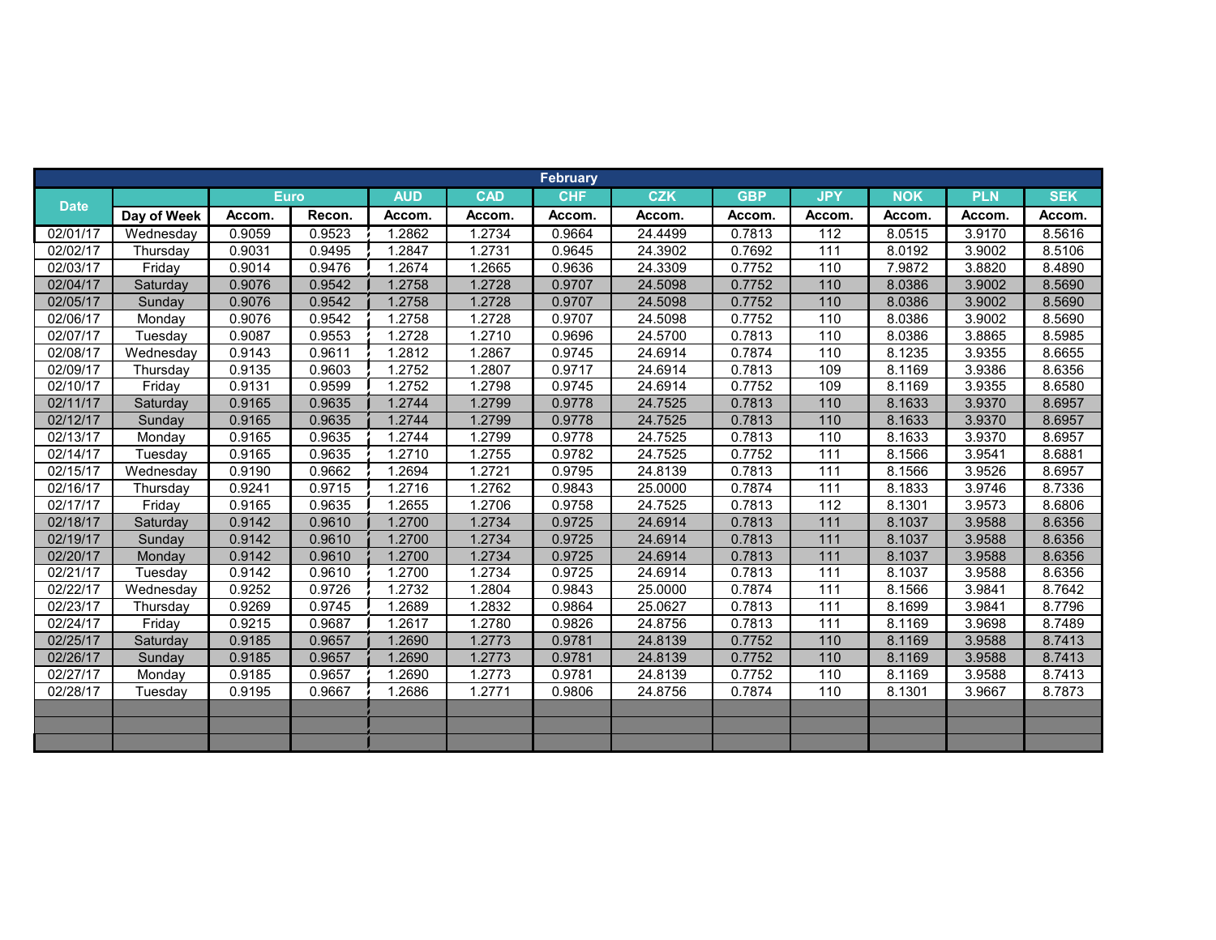| February | | | | | | | | | | | | |
|---|---|---|---|---|---|---|---|---|---|---|---|---|
| Date | | Euro | | AUD | CAD | CHF | CZK | GBP | JPY | NOK | PLN | SEK |
| | Day of Week | Accom. | Recon. | Accom. | Accom. | Accom. | Accom. | Accom. | Accom. | Accom. | Accom. | Accom. |
| 02/01/17 | Wednesday | 0.9059 | 0.9523 | 1.2862 | 1.2734 | 0.9664 | 24.4499 | 0.7813 | 112 | 8.0515 | 3.9170 | 8.5616 |
| 02/02/17 | Thursday | 0.9031 | 0.9495 | 1.2847 | 1.2731 | 0.9645 | 24.3902 | 0.7692 | 111 | 8.0192 | 3.9002 | 8.5106 |
| 02/03/17 | Friday | 0.9014 | 0.9476 | 1.2674 | 1.2665 | 0.9636 | 24.3309 | 0.7752 | 110 | 7.9872 | 3.8820 | 8.4890 |
| 02/04/17 | Saturday | 0.9076 | 0.9542 | 1.2758 | 1.2728 | 0.9707 | 24.5098 | 0.7752 | 110 | 8.0386 | 3.9002 | 8.5690 |
| 02/05/17 | Sunday | 0.9076 | 0.9542 | 1.2758 | 1.2728 | 0.9707 | 24.5098 | 0.7752 | 110 | 8.0386 | 3.9002 | 8.5690 |
| 02/06/17 | Monday | 0.9076 | 0.9542 | 1.2758 | 1.2728 | 0.9707 | 24.5098 | 0.7752 | 110 | 8.0386 | 3.9002 | 8.5690 |
| 02/07/17 | Tuesday | 0.9087 | 0.9553 | 1.2728 | 1.2710 | 0.9696 | 24.5700 | 0.7813 | 110 | 8.0386 | 3.8865 | 8.5985 |
| 02/08/17 | Wednesday | 0.9143 | 0.9611 | 1.2812 | 1.2867 | 0.9745 | 24.6914 | 0.7874 | 110 | 8.1235 | 3.9355 | 8.6655 |
| 02/09/17 | Thursday | 0.9135 | 0.9603 | 1.2752 | 1.2807 | 0.9717 | 24.6914 | 0.7813 | 109 | 8.1169 | 3.9386 | 8.6356 |
| 02/10/17 | Friday | 0.9131 | 0.9599 | 1.2752 | 1.2798 | 0.9745 | 24.6914 | 0.7752 | 109 | 8.1169 | 3.9355 | 8.6580 |
| 02/11/17 | Saturday | 0.9165 | 0.9635 | 1.2744 | 1.2799 | 0.9778 | 24.7525 | 0.7813 | 110 | 8.1633 | 3.9370 | 8.6957 |
| 02/12/17 | Sunday | 0.9165 | 0.9635 | 1.2744 | 1.2799 | 0.9778 | 24.7525 | 0.7813 | 110 | 8.1633 | 3.9370 | 8.6957 |
| 02/13/17 | Monday | 0.9165 | 0.9635 | 1.2744 | 1.2799 | 0.9778 | 24.7525 | 0.7813 | 110 | 8.1633 | 3.9370 | 8.6957 |
| 02/14/17 | Tuesday | 0.9165 | 0.9635 | 1.2710 | 1.2755 | 0.9782 | 24.7525 | 0.7752 | 111 | 8.1566 | 3.9541 | 8.6881 |
| 02/15/17 | Wednesday | 0.9190 | 0.9662 | 1.2694 | 1.2721 | 0.9795 | 24.8139 | 0.7813 | 111 | 8.1566 | 3.9526 | 8.6957 |
| 02/16/17 | Thursday | 0.9241 | 0.9715 | 1.2716 | 1.2762 | 0.9843 | 25.0000 | 0.7874 | 111 | 8.1833 | 3.9746 | 8.7336 |
| 02/17/17 | Friday | 0.9165 | 0.9635 | 1.2655 | 1.2706 | 0.9758 | 24.7525 | 0.7813 | 112 | 8.1301 | 3.9573 | 8.6806 |
| 02/18/17 | Saturday | 0.9142 | 0.9610 | 1.2700 | 1.2734 | 0.9725 | 24.6914 | 0.7813 | 111 | 8.1037 | 3.9588 | 8.6356 |
| 02/19/17 | Sunday | 0.9142 | 0.9610 | 1.2700 | 1.2734 | 0.9725 | 24.6914 | 0.7813 | 111 | 8.1037 | 3.9588 | 8.6356 |
| 02/20/17 | Monday | 0.9142 | 0.9610 | 1.2700 | 1.2734 | 0.9725 | 24.6914 | 0.7813 | 111 | 8.1037 | 3.9588 | 8.6356 |
| 02/21/17 | Tuesday | 0.9142 | 0.9610 | 1.2700 | 1.2734 | 0.9725 | 24.6914 | 0.7813 | 111 | 8.1037 | 3.9588 | 8.6356 |
| 02/22/17 | Wednesday | 0.9252 | 0.9726 | 1.2732 | 1.2804 | 0.9843 | 25.0000 | 0.7874 | 111 | 8.1566 | 3.9841 | 8.7642 |
| 02/23/17 | Thursday | 0.9269 | 0.9745 | 1.2689 | 1.2832 | 0.9864 | 25.0627 | 0.7813 | 111 | 8.1699 | 3.9841 | 8.7796 |
| 02/24/17 | Friday | 0.9215 | 0.9687 | 1.2617 | 1.2780 | 0.9826 | 24.8756 | 0.7813 | 111 | 8.1169 | 3.9698 | 8.7489 |
| 02/25/17 | Saturday | 0.9185 | 0.9657 | 1.2690 | 1.2773 | 0.9781 | 24.8139 | 0.7752 | 110 | 8.1169 | 3.9588 | 8.7413 |
| 02/26/17 | Sunday | 0.9185 | 0.9657 | 1.2690 | 1.2773 | 0.9781 | 24.8139 | 0.7752 | 110 | 8.1169 | 3.9588 | 8.7413 |
| 02/27/17 | Monday | 0.9185 | 0.9657 | 1.2690 | 1.2773 | 0.9781 | 24.8139 | 0.7752 | 110 | 8.1169 | 3.9588 | 8.7413 |
| 02/28/17 | Tuesday | 0.9195 | 0.9667 | 1.2686 | 1.2771 | 0.9806 | 24.8756 | 0.7874 | 110 | 8.1301 | 3.9667 | 8.7873 |
| | | | | | | | | | | | | |
| | | | | | | | | | | | | |
| | | | | | | | | | | | | |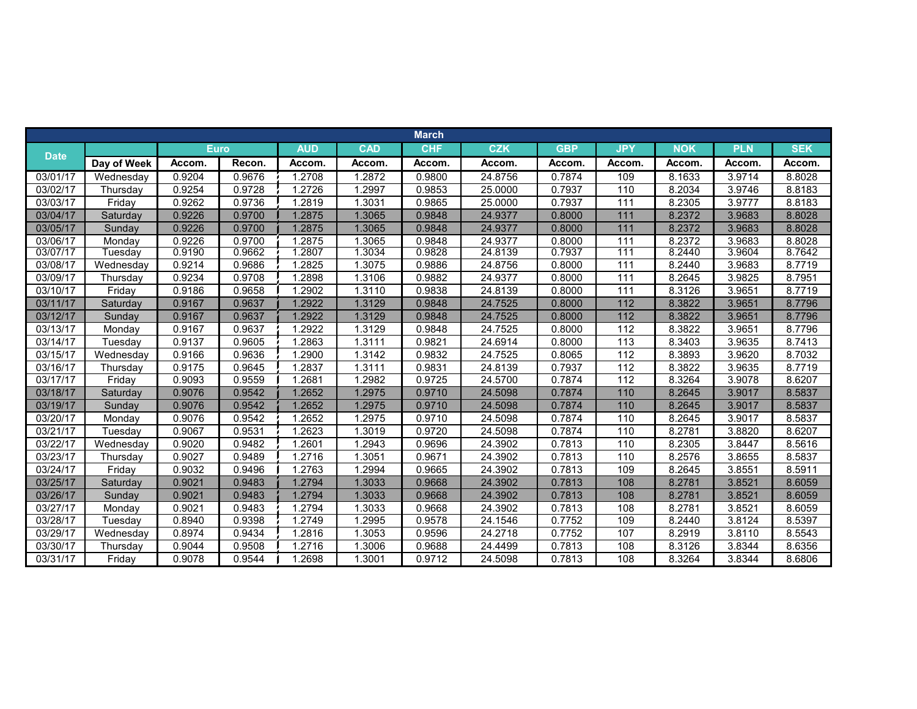| March | | | | | | | | | | | | |
|---|---|---|---|---|---|---|---|---|---|---|---|---|
| Date | | Euro | | AUD | CAD | CHF | CZK | GBP | JPY | NOK | PLN | SEK |
| | Day of Week | Accom. | Recon. | Accom. | Accom. | Accom. | Accom. | Accom. | Accom. | Accom. | Accom. | Accom. |
| 03/01/17 | Wednesday | 0.9204 | 0.9676 | 1.2708 | 1.2872 | 0.9800 | 24.8756 | 0.7874 | 109 | 8.1633 | 3.9714 | 8.8028 |
| 03/02/17 | Thursday | 0.9254 | 0.9728 | 1.2726 | 1.2997 | 0.9853 | 25.0000 | 0.7937 | 110 | 8.2034 | 3.9746 | 8.8183 |
| 03/03/17 | Friday | 0.9262 | 0.9736 | 1.2819 | 1.3031 | 0.9865 | 25.0000 | 0.7937 | 111 | 8.2305 | 3.9777 | 8.8183 |
| 03/04/17 | Saturday | 0.9226 | 0.9700 | 1.2875 | 1.3065 | 0.9848 | 24.9377 | 0.8000 | 111 | 8.2372 | 3.9683 | 8.8028 |
| 03/05/17 | Sunday | 0.9226 | 0.9700 | 1.2875 | 1.3065 | 0.9848 | 24.9377 | 0.8000 | 111 | 8.2372 | 3.9683 | 8.8028 |
| 03/06/17 | Monday | 0.9226 | 0.9700 | 1.2875 | 1.3065 | 0.9848 | 24.9377 | 0.8000 | 111 | 8.2372 | 3.9683 | 8.8028 |
| 03/07/17 | Tuesday | 0.9190 | 0.9662 | 1.2807 | 1.3034 | 0.9828 | 24.8139 | 0.7937 | 111 | 8.2440 | 3.9604 | 8.7642 |
| 03/08/17 | Wednesday | 0.9214 | 0.9686 | 1.2825 | 1.3075 | 0.9886 | 24.8756 | 0.8000 | 111 | 8.2440 | 3.9683 | 8.7719 |
| 03/09/17 | Thursday | 0.9234 | 0.9708 | 1.2898 | 1.3106 | 0.9882 | 24.9377 | 0.8000 | 111 | 8.2645 | 3.9825 | 8.7951 |
| 03/10/17 | Friday | 0.9186 | 0.9658 | 1.2902 | 1.3110 | 0.9838 | 24.8139 | 0.8000 | 111 | 8.3126 | 3.9651 | 8.7719 |
| 03/11/17 | Saturday | 0.9167 | 0.9637 | 1.2922 | 1.3129 | 0.9848 | 24.7525 | 0.8000 | 112 | 8.3822 | 3.9651 | 8.7796 |
| 03/12/17 | Sunday | 0.9167 | 0.9637 | 1.2922 | 1.3129 | 0.9848 | 24.7525 | 0.8000 | 112 | 8.3822 | 3.9651 | 8.7796 |
| 03/13/17 | Monday | 0.9167 | 0.9637 | 1.2922 | 1.3129 | 0.9848 | 24.7525 | 0.8000 | 112 | 8.3822 | 3.9651 | 8.7796 |
| 03/14/17 | Tuesday | 0.9137 | 0.9605 | 1.2863 | 1.3111 | 0.9821 | 24.6914 | 0.8000 | 113 | 8.3403 | 3.9635 | 8.7413 |
| 03/15/17 | Wednesday | 0.9166 | 0.9636 | 1.2900 | 1.3142 | 0.9832 | 24.7525 | 0.8065 | 112 | 8.3893 | 3.9620 | 8.7032 |
| 03/16/17 | Thursday | 0.9175 | 0.9645 | 1.2837 | 1.3111 | 0.9831 | 24.8139 | 0.7937 | 112 | 8.3822 | 3.9635 | 8.7719 |
| 03/17/17 | Friday | 0.9093 | 0.9559 | 1.2681 | 1.2982 | 0.9725 | 24.5700 | 0.7874 | 112 | 8.3264 | 3.9078 | 8.6207 |
| 03/18/17 | Saturday | 0.9076 | 0.9542 | 1.2652 | 1.2975 | 0.9710 | 24.5098 | 0.7874 | 110 | 8.2645 | 3.9017 | 8.5837 |
| 03/19/17 | Sunday | 0.9076 | 0.9542 | 1.2652 | 1.2975 | 0.9710 | 24.5098 | 0.7874 | 110 | 8.2645 | 3.9017 | 8.5837 |
| 03/20/17 | Monday | 0.9076 | 0.9542 | 1.2652 | 1.2975 | 0.9710 | 24.5098 | 0.7874 | 110 | 8.2645 | 3.9017 | 8.5837 |
| 03/21/17 | Tuesday | 0.9067 | 0.9531 | 1.2623 | 1.3019 | 0.9720 | 24.5098 | 0.7874 | 110 | 8.2781 | 3.8820 | 8.6207 |
| 03/22/17 | Wednesday | 0.9020 | 0.9482 | 1.2601 | 1.2943 | 0.9696 | 24.3902 | 0.7813 | 110 | 8.2305 | 3.8447 | 8.5616 |
| 03/23/17 | Thursday | 0.9027 | 0.9489 | 1.2716 | 1.3051 | 0.9671 | 24.3902 | 0.7813 | 110 | 8.2576 | 3.8655 | 8.5837 |
| 03/24/17 | Friday | 0.9032 | 0.9496 | 1.2763 | 1.2994 | 0.9665 | 24.3902 | 0.7813 | 109 | 8.2645 | 3.8551 | 8.5911 |
| 03/25/17 | Saturday | 0.9021 | 0.9483 | 1.2794 | 1.3033 | 0.9668 | 24.3902 | 0.7813 | 108 | 8.2781 | 3.8521 | 8.6059 |
| 03/26/17 | Sunday | 0.9021 | 0.9483 | 1.2794 | 1.3033 | 0.9668 | 24.3902 | 0.7813 | 108 | 8.2781 | 3.8521 | 8.6059 |
| 03/27/17 | Monday | 0.9021 | 0.9483 | 1.2794 | 1.3033 | 0.9668 | 24.3902 | 0.7813 | 108 | 8.2781 | 3.8521 | 8.6059 |
| 03/28/17 | Tuesday | 0.8940 | 0.9398 | 1.2749 | 1.2995 | 0.9578 | 24.1546 | 0.7752 | 109 | 8.2440 | 3.8124 | 8.5397 |
| 03/29/17 | Wednesday | 0.8974 | 0.9434 | 1.2816 | 1.3053 | 0.9596 | 24.2718 | 0.7752 | 107 | 8.2919 | 3.8110 | 8.5543 |
| 03/30/17 | Thursday | 0.9044 | 0.9508 | 1.2716 | 1.3006 | 0.9688 | 24.4499 | 0.7813 | 108 | 8.3126 | 3.8344 | 8.6356 |
| 03/31/17 | Friday | 0.9078 | 0.9544 | 1.2698 | 1.3001 | 0.9712 | 24.5098 | 0.7813 | 108 | 8.3264 | 3.8344 | 8.6806 |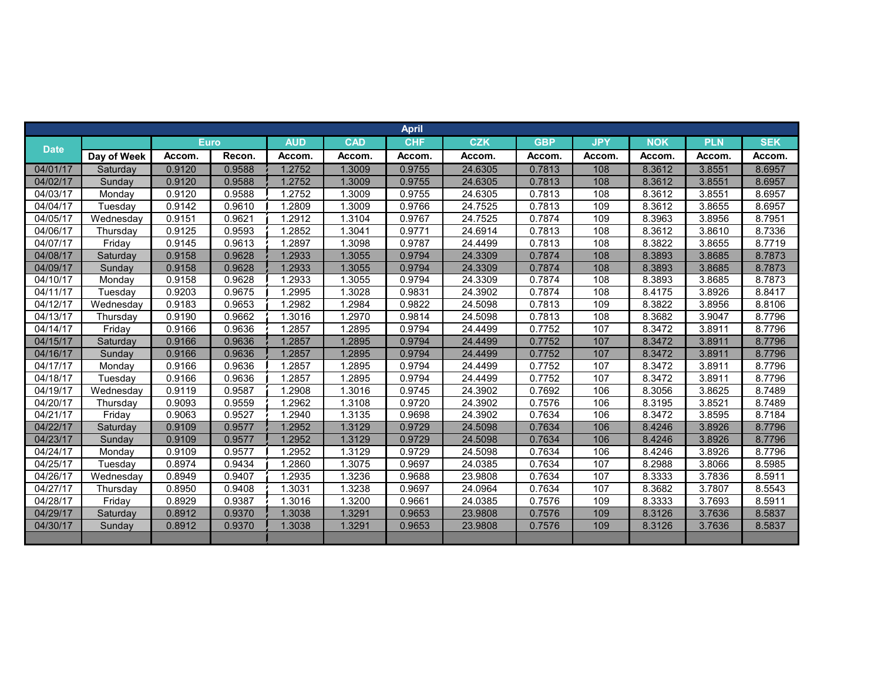| April | | | | | | | | | | | | | |
|---|---|---|---|---|---|---|---|---|---|---|---|---|---|
| Date | | Euro | | AUD | CAD | CHF | CZK | GBP | JPY | NOK | PLN | SEK |
| | Day of Week | Accom. | Recon. | Accom. | Accom. | Accom. | Accom. | Accom. | Accom. | Accom. | Accom. | Accom. |
| 04/01/17 | Saturday | 0.9120 | 0.9588 | 1.2752 | 1.3009 | 0.9755 | 24.6305 | 0.7813 | 108 | 8.3612 | 3.8551 | 8.6957 |
| 04/02/17 | Sunday | 0.9120 | 0.9588 | 1.2752 | 1.3009 | 0.9755 | 24.6305 | 0.7813 | 108 | 8.3612 | 3.8551 | 8.6957 |
| 04/03/17 | Monday | 0.9120 | 0.9588 | 1.2752 | 1.3009 | 0.9755 | 24.6305 | 0.7813 | 108 | 8.3612 | 3.8551 | 8.6957 |
| 04/04/17 | Tuesday | 0.9142 | 0.9610 | 1.2809 | 1.3009 | 0.9766 | 24.7525 | 0.7813 | 109 | 8.3612 | 3.8655 | 8.6957 |
| 04/05/17 | Wednesday | 0.9151 | 0.9621 | 1.2912 | 1.3104 | 0.9767 | 24.7525 | 0.7874 | 109 | 8.3963 | 3.8956 | 8.7951 |
| 04/06/17 | Thursday | 0.9125 | 0.9593 | 1.2852 | 1.3041 | 0.9771 | 24.6914 | 0.7813 | 108 | 8.3612 | 3.8610 | 8.7336 |
| 04/07/17 | Friday | 0.9145 | 0.9613 | 1.2897 | 1.3098 | 0.9787 | 24.4499 | 0.7813 | 108 | 8.3822 | 3.8655 | 8.7719 |
| 04/08/17 | Saturday | 0.9158 | 0.9628 | 1.2933 | 1.3055 | 0.9794 | 24.3309 | 0.7874 | 108 | 8.3893 | 3.8685 | 8.7873 |
| 04/09/17 | Sunday | 0.9158 | 0.9628 | 1.2933 | 1.3055 | 0.9794 | 24.3309 | 0.7874 | 108 | 8.3893 | 3.8685 | 8.7873 |
| 04/10/17 | Monday | 0.9158 | 0.9628 | 1.2933 | 1.3055 | 0.9794 | 24.3309 | 0.7874 | 108 | 8.3893 | 3.8685 | 8.7873 |
| 04/11/17 | Tuesday | 0.9203 | 0.9675 | 1.2995 | 1.3028 | 0.9831 | 24.3902 | 0.7874 | 108 | 8.4175 | 3.8926 | 8.8417 |
| 04/12/17 | Wednesday | 0.9183 | 0.9653 | 1.2982 | 1.2984 | 0.9822 | 24.5098 | 0.7813 | 109 | 8.3822 | 3.8956 | 8.8106 |
| 04/13/17 | Thursday | 0.9190 | 0.9662 | 1.3016 | 1.2970 | 0.9814 | 24.5098 | 0.7813 | 108 | 8.3682 | 3.9047 | 8.7796 |
| 04/14/17 | Friday | 0.9166 | 0.9636 | 1.2857 | 1.2895 | 0.9794 | 24.4499 | 0.7752 | 107 | 8.3472 | 3.8911 | 8.7796 |
| 04/15/17 | Saturday | 0.9166 | 0.9636 | 1.2857 | 1.2895 | 0.9794 | 24.4499 | 0.7752 | 107 | 8.3472 | 3.8911 | 8.7796 |
| 04/16/17 | Sunday | 0.9166 | 0.9636 | 1.2857 | 1.2895 | 0.9794 | 24.4499 | 0.7752 | 107 | 8.3472 | 3.8911 | 8.7796 |
| 04/17/17 | Monday | 0.9166 | 0.9636 | 1.2857 | 1.2895 | 0.9794 | 24.4499 | 0.7752 | 107 | 8.3472 | 3.8911 | 8.7796 |
| 04/18/17 | Tuesday | 0.9166 | 0.9636 | 1.2857 | 1.2895 | 0.9794 | 24.4499 | 0.7752 | 107 | 8.3472 | 3.8911 | 8.7796 |
| 04/19/17 | Wednesday | 0.9119 | 0.9587 | 1.2908 | 1.3016 | 0.9745 | 24.3902 | 0.7692 | 106 | 8.3056 | 3.8625 | 8.7489 |
| 04/20/17 | Thursday | 0.9093 | 0.9559 | 1.2962 | 1.3108 | 0.9720 | 24.3902 | 0.7576 | 106 | 8.3195 | 3.8521 | 8.7489 |
| 04/21/17 | Friday | 0.9063 | 0.9527 | 1.2940 | 1.3135 | 0.9698 | 24.3902 | 0.7634 | 106 | 8.3472 | 3.8595 | 8.7184 |
| 04/22/17 | Saturday | 0.9109 | 0.9577 | 1.2952 | 1.3129 | 0.9729 | 24.5098 | 0.7634 | 106 | 8.4246 | 3.8926 | 8.7796 |
| 04/23/17 | Sunday | 0.9109 | 0.9577 | 1.2952 | 1.3129 | 0.9729 | 24.5098 | 0.7634 | 106 | 8.4246 | 3.8926 | 8.7796 |
| 04/24/17 | Monday | 0.9109 | 0.9577 | 1.2952 | 1.3129 | 0.9729 | 24.5098 | 0.7634 | 106 | 8.4246 | 3.8926 | 8.7796 |
| 04/25/17 | Tuesday | 0.8974 | 0.9434 | 1.2860 | 1.3075 | 0.9697 | 24.0385 | 0.7634 | 107 | 8.2988 | 3.8066 | 8.5985 |
| 04/26/17 | Wednesday | 0.8949 | 0.9407 | 1.2935 | 1.3236 | 0.9688 | 23.9808 | 0.7634 | 107 | 8.3333 | 3.7836 | 8.5911 |
| 04/27/17 | Thursday | 0.8950 | 0.9408 | 1.3031 | 1.3238 | 0.9697 | 24.0964 | 0.7634 | 107 | 8.3682 | 3.7807 | 8.5543 |
| 04/28/17 | Friday | 0.8929 | 0.9387 | 1.3016 | 1.3200 | 0.9661 | 24.0385 | 0.7576 | 109 | 8.3333 | 3.7693 | 8.5911 |
| 04/29/17 | Saturday | 0.8912 | 0.9370 | 1.3038 | 1.3291 | 0.9653 | 23.9808 | 0.7576 | 109 | 8.3126 | 3.7636 | 8.5837 |
| 04/30/17 | Sunday | 0.8912 | 0.9370 | 1.3038 | 1.3291 | 0.9653 | 23.9808 | 0.7576 | 109 | 8.3126 | 3.7636 | 8.5837 |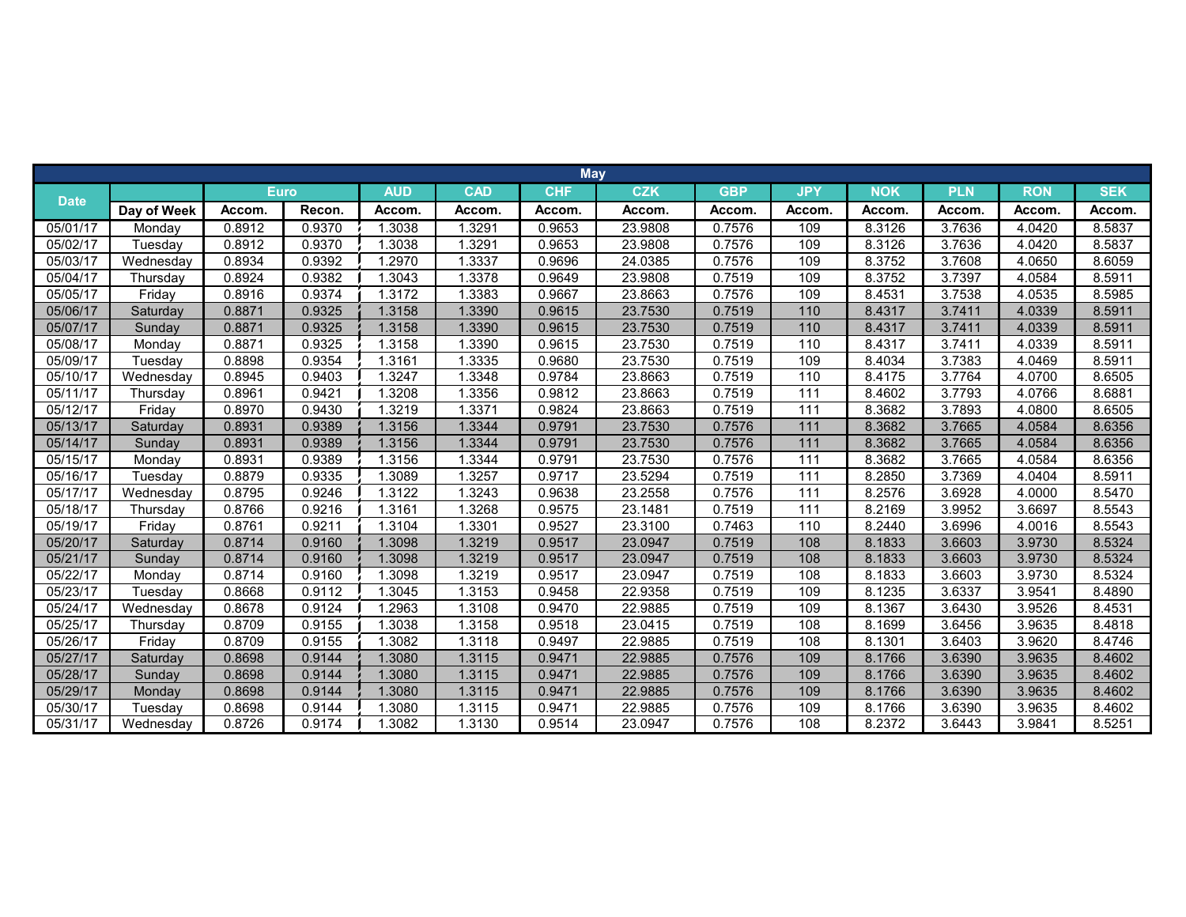| May | | | | | | | | | | | | | |
|---|---|---|---|---|---|---|---|---|---|---|---|---|---|
| Date | | Euro | | AUD | CAD | CHF | CZK | GBP | JPY | NOK | PLN | RON | SEK |
| | Day of Week | Accom. | Recon. | Accom. | Accom. | Accom. | Accom. | Accom. | Accom. | Accom. | Accom. | Accom. | Accom. |
| 05/01/17 | Monday | 0.8912 | 0.9370 | 1.3038 | 1.3291 | 0.9653 | 23.9808 | 0.7576 | 109 | 8.3126 | 3.7636 | 4.0420 | 8.5837 |
| 05/02/17 | Tuesday | 0.8912 | 0.9370 | 1.3038 | 1.3291 | 0.9653 | 23.9808 | 0.7576 | 109 | 8.3126 | 3.7636 | 4.0420 | 8.5837 |
| 05/03/17 | Wednesday | 0.8934 | 0.9392 | 1.2970 | 1.3337 | 0.9696 | 24.0385 | 0.7576 | 109 | 8.3752 | 3.7608 | 4.0650 | 8.6059 |
| 05/04/17 | Thursday | 0.8924 | 0.9382 | 1.3043 | 1.3378 | 0.9649 | 23.9808 | 0.7519 | 109 | 8.3752 | 3.7397 | 4.0584 | 8.5911 |
| 05/05/17 | Friday | 0.8916 | 0.9374 | 1.3172 | 1.3383 | 0.9667 | 23.8663 | 0.7576 | 109 | 8.4531 | 3.7538 | 4.0535 | 8.5985 |
| 05/06/17 | Saturday | 0.8871 | 0.9325 | 1.3158 | 1.3390 | 0.9615 | 23.7530 | 0.7519 | 110 | 8.4317 | 3.7411 | 4.0339 | 8.5911 |
| 05/07/17 | Sunday | 0.8871 | 0.9325 | 1.3158 | 1.3390 | 0.9615 | 23.7530 | 0.7519 | 110 | 8.4317 | 3.7411 | 4.0339 | 8.5911 |
| 05/08/17 | Monday | 0.8871 | 0.9325 | 1.3158 | 1.3390 | 0.9615 | 23.7530 | 0.7519 | 110 | 8.4317 | 3.7411 | 4.0339 | 8.5911 |
| 05/09/17 | Tuesday | 0.8898 | 0.9354 | 1.3161 | 1.3335 | 0.9680 | 23.7530 | 0.7519 | 109 | 8.4034 | 3.7383 | 4.0469 | 8.5911 |
| 05/10/17 | Wednesday | 0.8945 | 0.9403 | 1.3247 | 1.3348 | 0.9784 | 23.8663 | 0.7519 | 110 | 8.4175 | 3.7764 | 4.0700 | 8.6505 |
| 05/11/17 | Thursday | 0.8961 | 0.9421 | 1.3208 | 1.3356 | 0.9812 | 23.8663 | 0.7519 | 111 | 8.4602 | 3.7793 | 4.0766 | 8.6881 |
| 05/12/17 | Friday | 0.8970 | 0.9430 | 1.3219 | 1.3371 | 0.9824 | 23.8663 | 0.7519 | 111 | 8.3682 | 3.7893 | 4.0800 | 8.6505 |
| 05/13/17 | Saturday | 0.8931 | 0.9389 | 1.3156 | 1.3344 | 0.9791 | 23.7530 | 0.7576 | 111 | 8.3682 | 3.7665 | 4.0584 | 8.6356 |
| 05/14/17 | Sunday | 0.8931 | 0.9389 | 1.3156 | 1.3344 | 0.9791 | 23.7530 | 0.7576 | 111 | 8.3682 | 3.7665 | 4.0584 | 8.6356 |
| 05/15/17 | Monday | 0.8931 | 0.9389 | 1.3156 | 1.3344 | 0.9791 | 23.7530 | 0.7576 | 111 | 8.3682 | 3.7665 | 4.0584 | 8.6356 |
| 05/16/17 | Tuesday | 0.8879 | 0.9335 | 1.3089 | 1.3257 | 0.9717 | 23.5294 | 0.7519 | 111 | 8.2850 | 3.7369 | 4.0404 | 8.5911 |
| 05/17/17 | Wednesday | 0.8795 | 0.9246 | 1.3122 | 1.3243 | 0.9638 | 23.2558 | 0.7576 | 111 | 8.2576 | 3.6928 | 4.0000 | 8.5470 |
| 05/18/17 | Thursday | 0.8766 | 0.9216 | 1.3161 | 1.3268 | 0.9575 | 23.1481 | 0.7519 | 111 | 8.2169 | 3.9952 | 3.6697 | 8.5543 |
| 05/19/17 | Friday | 0.8761 | 0.9211 | 1.3104 | 1.3301 | 0.9527 | 23.3100 | 0.7463 | 110 | 8.2440 | 3.6996 | 4.0016 | 8.5543 |
| 05/20/17 | Saturday | 0.8714 | 0.9160 | 1.3098 | 1.3219 | 0.9517 | 23.0947 | 0.7519 | 108 | 8.1833 | 3.6603 | 3.9730 | 8.5324 |
| 05/21/17 | Sunday | 0.8714 | 0.9160 | 1.3098 | 1.3219 | 0.9517 | 23.0947 | 0.7519 | 108 | 8.1833 | 3.6603 | 3.9730 | 8.5324 |
| 05/22/17 | Monday | 0.8714 | 0.9160 | 1.3098 | 1.3219 | 0.9517 | 23.0947 | 0.7519 | 108 | 8.1833 | 3.6603 | 3.9730 | 8.5324 |
| 05/23/17 | Tuesday | 0.8668 | 0.9112 | 1.3045 | 1.3153 | 0.9458 | 22.9358 | 0.7519 | 109 | 8.1235 | 3.6337 | 3.9541 | 8.4890 |
| 05/24/17 | Wednesday | 0.8678 | 0.9124 | 1.2963 | 1.3108 | 0.9470 | 22.9885 | 0.7519 | 109 | 8.1367 | 3.6430 | 3.9526 | 8.4531 |
| 05/25/17 | Thursday | 0.8709 | 0.9155 | 1.3038 | 1.3158 | 0.9518 | 23.0415 | 0.7519 | 108 | 8.1699 | 3.6456 | 3.9635 | 8.4818 |
| 05/26/17 | Friday | 0.8709 | 0.9155 | 1.3082 | 1.3118 | 0.9497 | 22.9885 | 0.7519 | 108 | 8.1301 | 3.6403 | 3.9620 | 8.4746 |
| 05/27/17 | Saturday | 0.8698 | 0.9144 | 1.3080 | 1.3115 | 0.9471 | 22.9885 | 0.7576 | 109 | 8.1766 | 3.6390 | 3.9635 | 8.4602 |
| 05/28/17 | Sunday | 0.8698 | 0.9144 | 1.3080 | 1.3115 | 0.9471 | 22.9885 | 0.7576 | 109 | 8.1766 | 3.6390 | 3.9635 | 8.4602 |
| 05/29/17 | Monday | 0.8698 | 0.9144 | 1.3080 | 1.3115 | 0.9471 | 22.9885 | 0.7576 | 109 | 8.1766 | 3.6390 | 3.9635 | 8.4602 |
| 05/30/17 | Tuesday | 0.8698 | 0.9144 | 1.3080 | 1.3115 | 0.9471 | 22.9885 | 0.7576 | 109 | 8.1766 | 3.6390 | 3.9635 | 8.4602 |
| 05/31/17 | Wednesday | 0.8726 | 0.9174 | 1.3082 | 1.3130 | 0.9514 | 23.0947 | 0.7576 | 108 | 8.2372 | 3.6443 | 3.9841 | 8.5251 |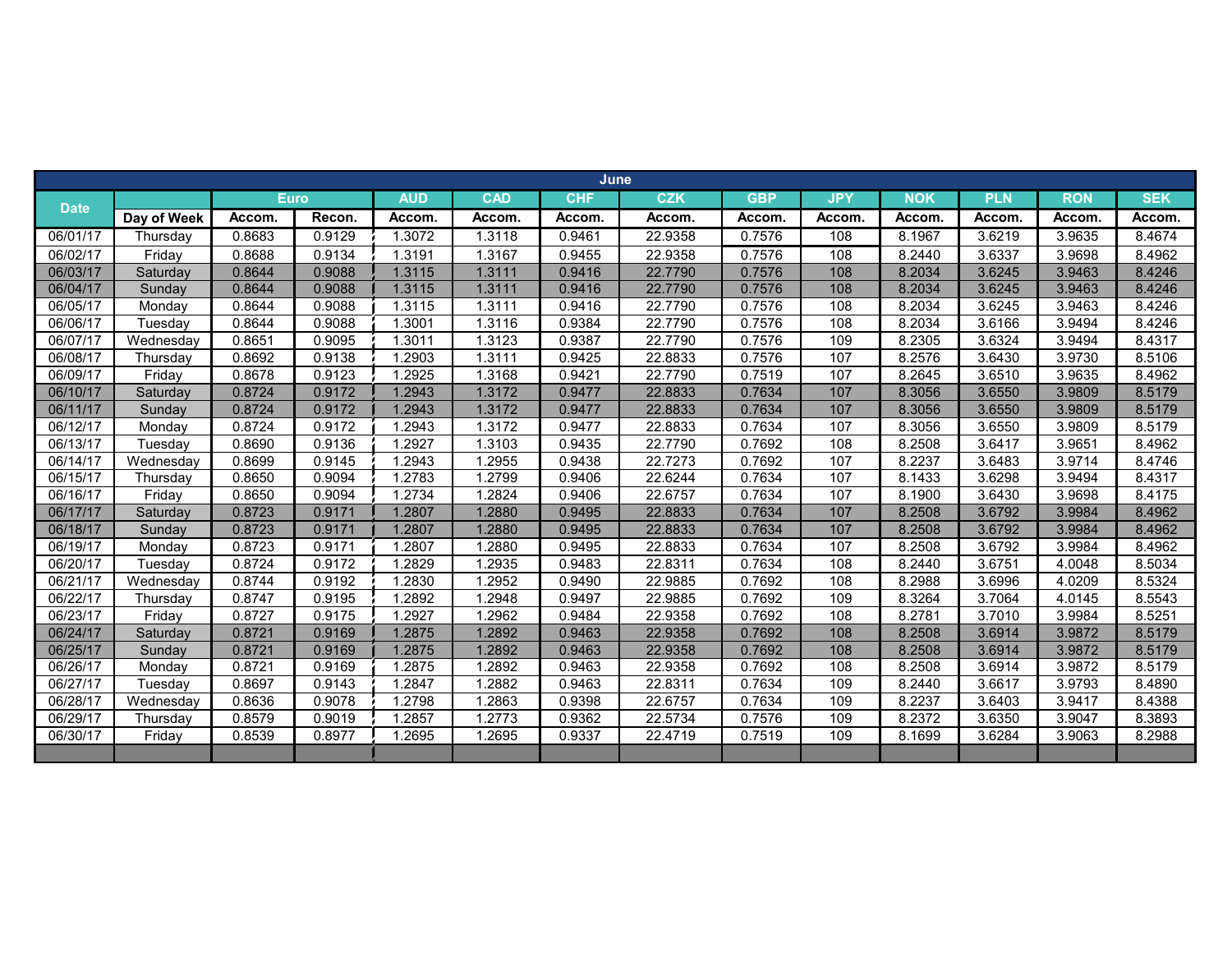| June | | | | | | | | | | | | | |
|---|---|---|---|---|---|---|---|---|---|---|---|---|---|
| Date | | Euro | | AUD | CAD | CHF | CZK | GBP | JPY | NOK | PLN | RON | SEK |
| | Day of Week | Accom. | Recon. | Accom. | Accom. | Accom. | Accom. | Accom. | Accom. | Accom. | Accom. | Accom. | Accom. |
| 06/01/17 | Thursday | 0.8683 | 0.9129 | 1.3072 | 1.3118 | 0.9461 | 22.9358 | 0.7576 | 108 | 8.1967 | 3.6219 | 3.9635 | 8.4674 |
| 06/02/17 | Friday | 0.8688 | 0.9134 | 1.3191 | 1.3167 | 0.9455 | 22.9358 | 0.7576 | 108 | 8.2440 | 3.6337 | 3.9698 | 8.4962 |
| 06/03/17 | Saturday | 0.8644 | 0.9088 | 1.3115 | 1.3111 | 0.9416 | 22.7790 | 0.7576 | 108 | 8.2034 | 3.6245 | 3.9463 | 8.4246 |
| 06/04/17 | Sunday | 0.8644 | 0.9088 | 1.3115 | 1.3111 | 0.9416 | 22.7790 | 0.7576 | 108 | 8.2034 | 3.6245 | 3.9463 | 8.4246 |
| 06/05/17 | Monday | 0.8644 | 0.9088 | 1.3115 | 1.3111 | 0.9416 | 22.7790 | 0.7576 | 108 | 8.2034 | 3.6245 | 3.9463 | 8.4246 |
| 06/06/17 | Tuesday | 0.8644 | 0.9088 | 1.3001 | 1.3116 | 0.9384 | 22.7790 | 0.7576 | 108 | 8.2034 | 3.6166 | 3.9494 | 8.4246 |
| 06/07/17 | Wednesday | 0.8651 | 0.9095 | 1.3011 | 1.3123 | 0.9387 | 22.7790 | 0.7576 | 109 | 8.2305 | 3.6324 | 3.9494 | 8.4317 |
| 06/08/17 | Thursday | 0.8692 | 0.9138 | 1.2903 | 1.3111 | 0.9425 | 22.8833 | 0.7576 | 107 | 8.2576 | 3.6430 | 3.9730 | 8.5106 |
| 06/09/17 | Friday | 0.8678 | 0.9123 | 1.2925 | 1.3168 | 0.9421 | 22.7790 | 0.7519 | 107 | 8.2645 | 3.6510 | 3.9635 | 8.4962 |
| 06/10/17 | Saturday | 0.8724 | 0.9172 | 1.2943 | 1.3172 | 0.9477 | 22.8833 | 0.7634 | 107 | 8.3056 | 3.6550 | 3.9809 | 8.5179 |
| 06/11/17 | Sunday | 0.8724 | 0.9172 | 1.2943 | 1.3172 | 0.9477 | 22.8833 | 0.7634 | 107 | 8.3056 | 3.6550 | 3.9809 | 8.5179 |
| 06/12/17 | Monday | 0.8724 | 0.9172 | 1.2943 | 1.3172 | 0.9477 | 22.8833 | 0.7634 | 107 | 8.3056 | 3.6550 | 3.9809 | 8.5179 |
| 06/13/17 | Tuesday | 0.8690 | 0.9136 | 1.2927 | 1.3103 | 0.9435 | 22.7790 | 0.7692 | 108 | 8.2508 | 3.6417 | 3.9651 | 8.4962 |
| 06/14/17 | Wednesday | 0.8699 | 0.9145 | 1.2943 | 1.2955 | 0.9438 | 22.7273 | 0.7692 | 107 | 8.2237 | 3.6483 | 3.9714 | 8.4746 |
| 06/15/17 | Thursday | 0.8650 | 0.9094 | 1.2783 | 1.2799 | 0.9406 | 22.6244 | 0.7634 | 107 | 8.1433 | 3.6298 | 3.9494 | 8.4317 |
| 06/16/17 | Friday | 0.8650 | 0.9094 | 1.2734 | 1.2824 | 0.9406 | 22.6757 | 0.7634 | 107 | 8.1900 | 3.6430 | 3.9698 | 8.4175 |
| 06/17/17 | Saturday | 0.8723 | 0.9171 | 1.2807 | 1.2880 | 0.9495 | 22.8833 | 0.7634 | 107 | 8.2508 | 3.6792 | 3.9984 | 8.4962 |
| 06/18/17 | Sunday | 0.8723 | 0.9171 | 1.2807 | 1.2880 | 0.9495 | 22.8833 | 0.7634 | 107 | 8.2508 | 3.6792 | 3.9984 | 8.4962 |
| 06/19/17 | Monday | 0.8723 | 0.9171 | 1.2807 | 1.2880 | 0.9495 | 22.8833 | 0.7634 | 107 | 8.2508 | 3.6792 | 3.9984 | 8.4962 |
| 06/20/17 | Tuesday | 0.8724 | 0.9172 | 1.2829 | 1.2935 | 0.9483 | 22.8311 | 0.7634 | 108 | 8.2440 | 3.6751 | 4.0048 | 8.5034 |
| 06/21/17 | Wednesday | 0.8744 | 0.9192 | 1.2830 | 1.2952 | 0.9490 | 22.9885 | 0.7692 | 108 | 8.2988 | 3.6996 | 4.0209 | 8.5324 |
| 06/22/17 | Thursday | 0.8747 | 0.9195 | 1.2892 | 1.2948 | 0.9497 | 22.9885 | 0.7692 | 109 | 8.3264 | 3.7064 | 4.0145 | 8.5543 |
| 06/23/17 | Friday | 0.8727 | 0.9175 | 1.2927 | 1.2962 | 0.9484 | 22.9358 | 0.7692 | 108 | 8.2781 | 3.7010 | 3.9984 | 8.5251 |
| 06/24/17 | Saturday | 0.8721 | 0.9169 | 1.2875 | 1.2892 | 0.9463 | 22.9358 | 0.7692 | 108 | 8.2508 | 3.6914 | 3.9872 | 8.5179 |
| 06/25/17 | Sunday | 0.8721 | 0.9169 | 1.2875 | 1.2892 | 0.9463 | 22.9358 | 0.7692 | 108 | 8.2508 | 3.6914 | 3.9872 | 8.5179 |
| 06/26/17 | Monday | 0.8721 | 0.9169 | 1.2875 | 1.2892 | 0.9463 | 22.9358 | 0.7692 | 108 | 8.2508 | 3.6914 | 3.9872 | 8.5179 |
| 06/27/17 | Tuesday | 0.8697 | 0.9143 | 1.2847 | 1.2882 | 0.9463 | 22.8311 | 0.7634 | 109 | 8.2440 | 3.6617 | 3.9793 | 8.4890 |
| 06/28/17 | Wednesday | 0.8636 | 0.9078 | 1.2798 | 1.2863 | 0.9398 | 22.6757 | 0.7634 | 109 | 8.2237 | 3.6403 | 3.9417 | 8.4388 |
| 06/29/17 | Thursday | 0.8579 | 0.9019 | 1.2857 | 1.2773 | 0.9362 | 22.5734 | 0.7576 | 109 | 8.2372 | 3.6350 | 3.9047 | 8.3893 |
| 06/30/17 | Friday | 0.8539 | 0.8977 | 1.2695 | 1.2695 | 0.9337 | 22.4719 | 0.7519 | 109 | 8.1699 | 3.6284 | 3.9063 | 8.2988 |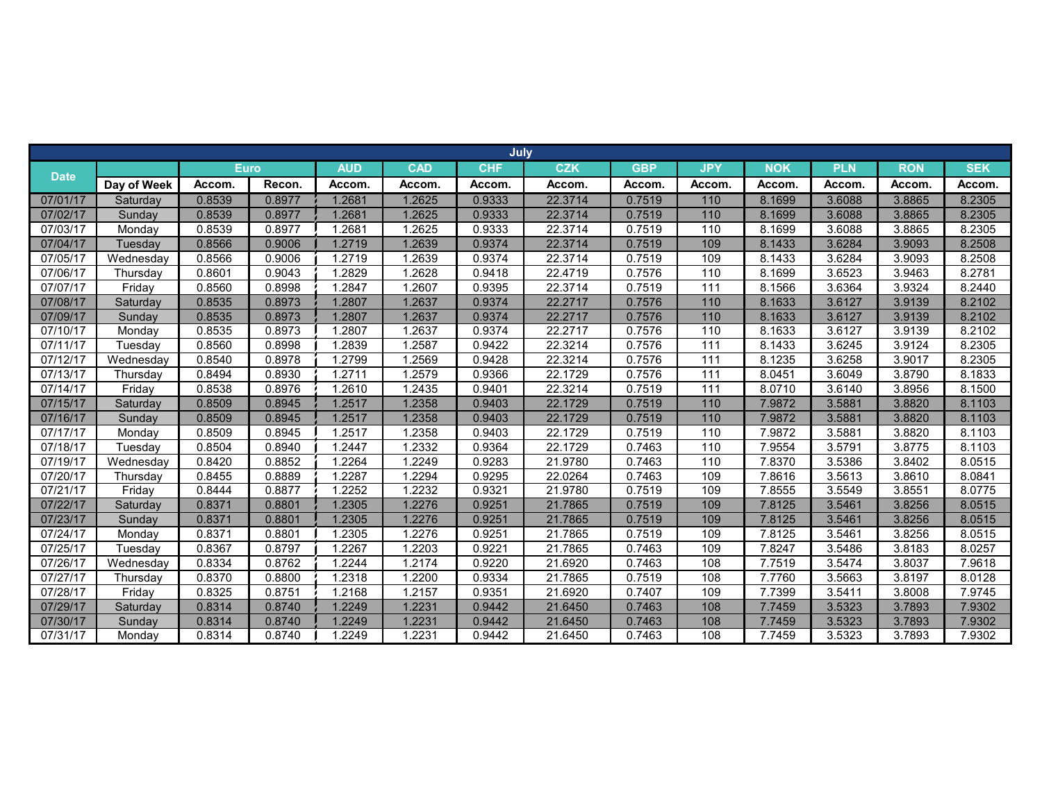| July | | | | | | | | | | | | | |
|---|---|---|---|---|---|---|---|---|---|---|---|---|---|
| Date | | Euro | | AUD | CAD | CHF | CZK | GBP | JPY | NOK | PLN | RON | SEK |
| | Day of Week | Accom. | Recon. | Accom. | Accom. | Accom. | Accom. | Accom. | Accom. | Accom. | Accom. | Accom. | Accom. |
| 07/01/17 | Saturday | 0.8539 | 0.8977 | 1.2681 | 1.2625 | 0.9333 | 22.3714 | 0.7519 | 110 | 8.1699 | 3.6088 | 3.8865 | 8.2305 |
| 07/02/17 | Sunday | 0.8539 | 0.8977 | 1.2681 | 1.2625 | 0.9333 | 22.3714 | 0.7519 | 110 | 8.1699 | 3.6088 | 3.8865 | 8.2305 |
| 07/03/17 | Monday | 0.8539 | 0.8977 | 1.2681 | 1.2625 | 0.9333 | 22.3714 | 0.7519 | 110 | 8.1699 | 3.6088 | 3.8865 | 8.2305 |
| 07/04/17 | Tuesday | 0.8566 | 0.9006 | 1.2719 | 1.2639 | 0.9374 | 22.3714 | 0.7519 | 109 | 8.1433 | 3.6284 | 3.9093 | 8.2508 |
| 07/05/17 | Wednesday | 0.8566 | 0.9006 | 1.2719 | 1.2639 | 0.9374 | 22.3714 | 0.7519 | 109 | 8.1433 | 3.6284 | 3.9093 | 8.2508 |
| 07/06/17 | Thursday | 0.8601 | 0.9043 | 1.2829 | 1.2628 | 0.9418 | 22.4719 | 0.7576 | 110 | 8.1699 | 3.6523 | 3.9463 | 8.2781 |
| 07/07/17 | Friday | 0.8560 | 0.8998 | 1.2847 | 1.2607 | 0.9395 | 22.3714 | 0.7519 | 111 | 8.1566 | 3.6364 | 3.9324 | 8.2440 |
| 07/08/17 | Saturday | 0.8535 | 0.8973 | 1.2807 | 1.2637 | 0.9374 | 22.2717 | 0.7576 | 110 | 8.1633 | 3.6127 | 3.9139 | 8.2102 |
| 07/09/17 | Sunday | 0.8535 | 0.8973 | 1.2807 | 1.2637 | 0.9374 | 22.2717 | 0.7576 | 110 | 8.1633 | 3.6127 | 3.9139 | 8.2102 |
| 07/10/17 | Monday | 0.8535 | 0.8973 | 1.2807 | 1.2637 | 0.9374 | 22.2717 | 0.7576 | 110 | 8.1633 | 3.6127 | 3.9139 | 8.2102 |
| 07/11/17 | Tuesday | 0.8560 | 0.8998 | 1.2839 | 1.2587 | 0.9422 | 22.3214 | 0.7576 | 111 | 8.1433 | 3.6245 | 3.9124 | 8.2305 |
| 07/12/17 | Wednesday | 0.8540 | 0.8978 | 1.2799 | 1.2569 | 0.9428 | 22.3214 | 0.7576 | 111 | 8.1235 | 3.6258 | 3.9017 | 8.2305 |
| 07/13/17 | Thursday | 0.8494 | 0.8930 | 1.2711 | 1.2579 | 0.9366 | 22.1729 | 0.7576 | 111 | 8.0451 | 3.6049 | 3.8790 | 8.1833 |
| 07/14/17 | Friday | 0.8538 | 0.8976 | 1.2610 | 1.2435 | 0.9401 | 22.3214 | 0.7519 | 111 | 8.0710 | 3.6140 | 3.8956 | 8.1500 |
| 07/15/17 | Saturday | 0.8509 | 0.8945 | 1.2517 | 1.2358 | 0.9403 | 22.1729 | 0.7519 | 110 | 7.9872 | 3.5881 | 3.8820 | 8.1103 |
| 07/16/17 | Sunday | 0.8509 | 0.8945 | 1.2517 | 1.2358 | 0.9403 | 22.1729 | 0.7519 | 110 | 7.9872 | 3.5881 | 3.8820 | 8.1103 |
| 07/17/17 | Monday | 0.8509 | 0.8945 | 1.2517 | 1.2358 | 0.9403 | 22.1729 | 0.7519 | 110 | 7.9872 | 3.5881 | 3.8820 | 8.1103 |
| 07/18/17 | Tuesday | 0.8504 | 0.8940 | 1.2447 | 1.2332 | 0.9364 | 22.1729 | 0.7463 | 110 | 7.9554 | 3.5791 | 3.8775 | 8.1103 |
| 07/19/17 | Wednesday | 0.8420 | 0.8852 | 1.2264 | 1.2249 | 0.9283 | 21.9780 | 0.7463 | 110 | 7.8370 | 3.5386 | 3.8402 | 8.0515 |
| 07/20/17 | Thursday | 0.8455 | 0.8889 | 1.2287 | 1.2294 | 0.9295 | 22.0264 | 0.7463 | 109 | 7.8616 | 3.5613 | 3.8610 | 8.0841 |
| 07/21/17 | Friday | 0.8444 | 0.8877 | 1.2252 | 1.2232 | 0.9321 | 21.9780 | 0.7519 | 109 | 7.8555 | 3.5549 | 3.8551 | 8.0775 |
| 07/22/17 | Saturday | 0.8371 | 0.8801 | 1.2305 | 1.2276 | 0.9251 | 21.7865 | 0.7519 | 109 | 7.8125 | 3.5461 | 3.8256 | 8.0515 |
| 07/23/17 | Sunday | 0.8371 | 0.8801 | 1.2305 | 1.2276 | 0.9251 | 21.7865 | 0.7519 | 109 | 7.8125 | 3.5461 | 3.8256 | 8.0515 |
| 07/24/17 | Monday | 0.8371 | 0.8801 | 1.2305 | 1.2276 | 0.9251 | 21.7865 | 0.7519 | 109 | 7.8125 | 3.5461 | 3.8256 | 8.0515 |
| 07/25/17 | Tuesday | 0.8367 | 0.8797 | 1.2267 | 1.2203 | 0.9221 | 21.7865 | 0.7463 | 109 | 7.8247 | 3.5486 | 3.8183 | 8.0257 |
| 07/26/17 | Wednesday | 0.8334 | 0.8762 | 1.2244 | 1.2174 | 0.9220 | 21.6920 | 0.7463 | 108 | 7.7519 | 3.5474 | 3.8037 | 7.9618 |
| 07/27/17 | Thursday | 0.8370 | 0.8800 | 1.2318 | 1.2200 | 0.9334 | 21.7865 | 0.7519 | 108 | 7.7760 | 3.5663 | 3.8197 | 8.0128 |
| 07/28/17 | Friday | 0.8325 | 0.8751 | 1.2168 | 1.2157 | 0.9351 | 21.6920 | 0.7407 | 109 | 7.7399 | 3.5411 | 3.8008 | 7.9745 |
| 07/29/17 | Saturday | 0.8314 | 0.8740 | 1.2249 | 1.2231 | 0.9442 | 21.6450 | 0.7463 | 108 | 7.7459 | 3.5323 | 3.7893 | 7.9302 |
| 07/30/17 | Sunday | 0.8314 | 0.8740 | 1.2249 | 1.2231 | 0.9442 | 21.6450 | 0.7463 | 108 | 7.7459 | 3.5323 | 3.7893 | 7.9302 |
| 07/31/17 | Monday | 0.8314 | 0.8740 | 1.2249 | 1.2231 | 0.9442 | 21.6450 | 0.7463 | 108 | 7.7459 | 3.5323 | 3.7893 | 7.9302 |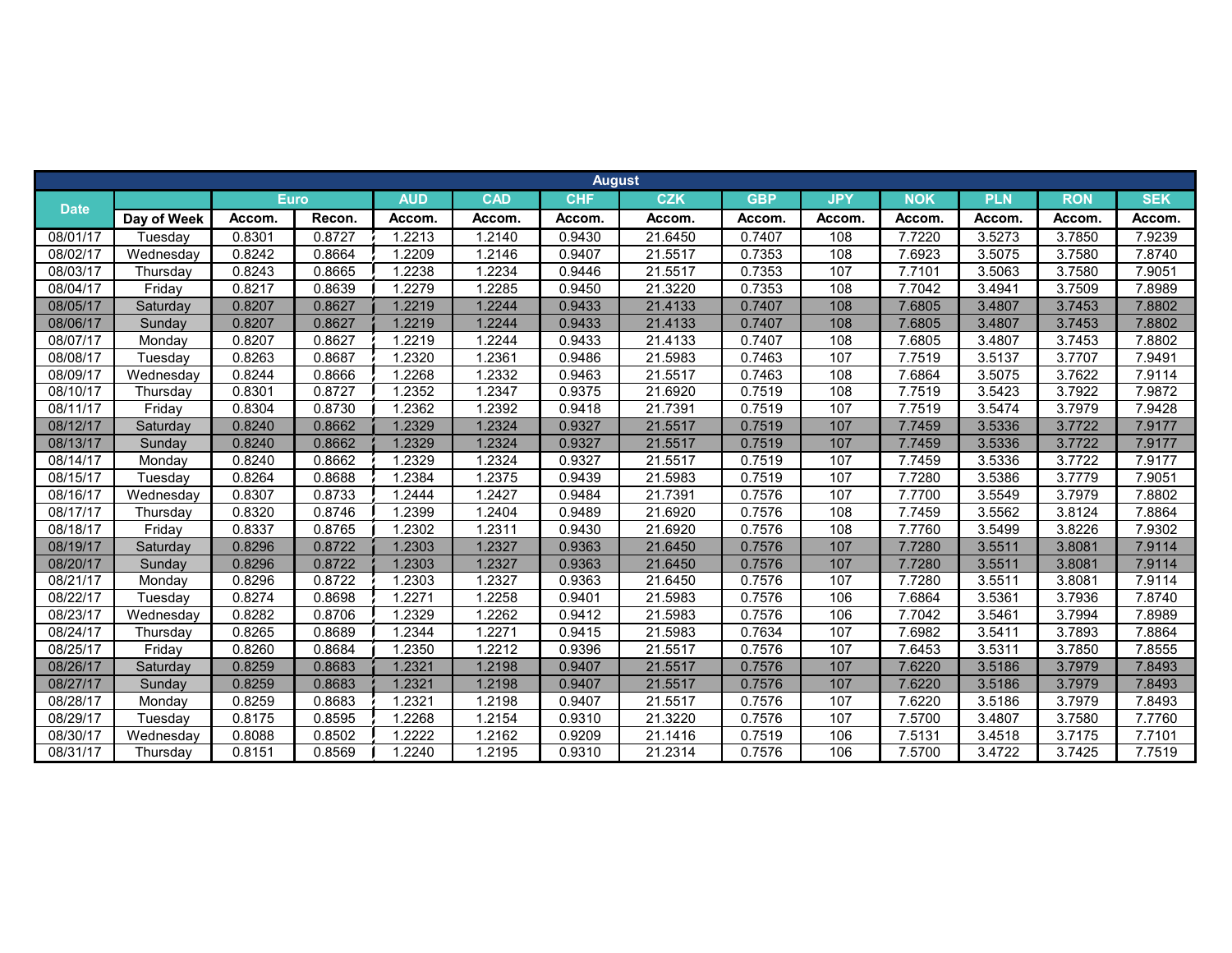| August | | | | | | | | | | | | | | |
|---|---|---|---|---|---|---|---|---|---|---|---|---|---|---|
| Date | | Euro | | AUD | CAD | CHF | CZK | GBP | JPY | NOK | PLN | RON | SEK |
| | Day of Week | Accom. | Recon. | Accom. | Accom. | Accom. | Accom. | Accom. | Accom. | Accom. | Accom. | Accom. | Accom. |
| 08/01/17 | Tuesday | 0.8301 | 0.8727 | 1.2213 | 1.2140 | 0.9430 | 21.6450 | 0.7407 | 108 | 7.7220 | 3.5273 | 3.7850 | 7.9239 |
| 08/02/17 | Wednesday | 0.8242 | 0.8664 | 1.2209 | 1.2146 | 0.9407 | 21.5517 | 0.7353 | 108 | 7.6923 | 3.5075 | 3.7580 | 7.8740 |
| 08/03/17 | Thursday | 0.8243 | 0.8665 | 1.2238 | 1.2234 | 0.9446 | 21.5517 | 0.7353 | 107 | 7.7101 | 3.5063 | 3.7580 | 7.9051 |
| 08/04/17 | Friday | 0.8217 | 0.8639 | 1.2279 | 1.2285 | 0.9450 | 21.3220 | 0.7353 | 108 | 7.7042 | 3.4941 | 3.7509 | 7.8989 |
| 08/05/17 | Saturday | 0.8207 | 0.8627 | 1.2219 | 1.2244 | 0.9433 | 21.4133 | 0.7407 | 108 | 7.6805 | 3.4807 | 3.7453 | 7.8802 |
| 08/06/17 | Sunday | 0.8207 | 0.8627 | 1.2219 | 1.2244 | 0.9433 | 21.4133 | 0.7407 | 108 | 7.6805 | 3.4807 | 3.7453 | 7.8802 |
| 08/07/17 | Monday | 0.8207 | 0.8627 | 1.2219 | 1.2244 | 0.9433 | 21.4133 | 0.7407 | 108 | 7.6805 | 3.4807 | 3.7453 | 7.8802 |
| 08/08/17 | Tuesday | 0.8263 | 0.8687 | 1.2320 | 1.2361 | 0.9486 | 21.5983 | 0.7463 | 107 | 7.7519 | 3.5137 | 3.7707 | 7.9491 |
| 08/09/17 | Wednesday | 0.8244 | 0.8666 | 1.2268 | 1.2332 | 0.9463 | 21.5517 | 0.7463 | 108 | 7.6864 | 3.5075 | 3.7622 | 7.9114 |
| 08/10/17 | Thursday | 0.8301 | 0.8727 | 1.2352 | 1.2347 | 0.9375 | 21.6920 | 0.7519 | 108 | 7.7519 | 3.5423 | 3.7922 | 7.9872 |
| 08/11/17 | Friday | 0.8304 | 0.8730 | 1.2362 | 1.2392 | 0.9418 | 21.7391 | 0.7519 | 107 | 7.7519 | 3.5474 | 3.7979 | 7.9428 |
| 08/12/17 | Saturday | 0.8240 | 0.8662 | 1.2329 | 1.2324 | 0.9327 | 21.5517 | 0.7519 | 107 | 7.7459 | 3.5336 | 3.7722 | 7.9177 |
| 08/13/17 | Sunday | 0.8240 | 0.8662 | 1.2329 | 1.2324 | 0.9327 | 21.5517 | 0.7519 | 107 | 7.7459 | 3.5336 | 3.7722 | 7.9177 |
| 08/14/17 | Monday | 0.8240 | 0.8662 | 1.2329 | 1.2324 | 0.9327 | 21.5517 | 0.7519 | 107 | 7.7459 | 3.5336 | 3.7722 | 7.9177 |
| 08/15/17 | Tuesday | 0.8264 | 0.8688 | 1.2384 | 1.2375 | 0.9439 | 21.5983 | 0.7519 | 107 | 7.7280 | 3.5386 | 3.7779 | 7.9051 |
| 08/16/17 | Wednesday | 0.8307 | 0.8733 | 1.2444 | 1.2427 | 0.9484 | 21.7391 | 0.7576 | 107 | 7.7700 | 3.5549 | 3.7979 | 7.8802 |
| 08/17/17 | Thursday | 0.8320 | 0.8746 | 1.2399 | 1.2404 | 0.9489 | 21.6920 | 0.7576 | 108 | 7.7459 | 3.5562 | 3.8124 | 7.8864 |
| 08/18/17 | Friday | 0.8337 | 0.8765 | 1.2302 | 1.2311 | 0.9430 | 21.6920 | 0.7576 | 108 | 7.7760 | 3.5499 | 3.8226 | 7.9302 |
| 08/19/17 | Saturday | 0.8296 | 0.8722 | 1.2303 | 1.2327 | 0.9363 | 21.6450 | 0.7576 | 107 | 7.7280 | 3.5511 | 3.8081 | 7.9114 |
| 08/20/17 | Sunday | 0.8296 | 0.8722 | 1.2303 | 1.2327 | 0.9363 | 21.6450 | 0.7576 | 107 | 7.7280 | 3.5511 | 3.8081 | 7.9114 |
| 08/21/17 | Monday | 0.8296 | 0.8722 | 1.2303 | 1.2327 | 0.9363 | 21.6450 | 0.7576 | 107 | 7.7280 | 3.5511 | 3.8081 | 7.9114 |
| 08/22/17 | Tuesday | 0.8274 | 0.8698 | 1.2271 | 1.2258 | 0.9401 | 21.5983 | 0.7576 | 106 | 7.6864 | 3.5361 | 3.7936 | 7.8740 |
| 08/23/17 | Wednesday | 0.8282 | 0.8706 | 1.2329 | 1.2262 | 0.9412 | 21.5983 | 0.7576 | 106 | 7.7042 | 3.5461 | 3.7994 | 7.8989 |
| 08/24/17 | Thursday | 0.8265 | 0.8689 | 1.2344 | 1.2271 | 0.9415 | 21.5983 | 0.7634 | 107 | 7.6982 | 3.5411 | 3.7893 | 7.8864 |
| 08/25/17 | Friday | 0.8260 | 0.8684 | 1.2350 | 1.2212 | 0.9396 | 21.5517 | 0.7576 | 107 | 7.6453 | 3.5311 | 3.7850 | 7.8555 |
| 08/26/17 | Saturday | 0.8259 | 0.8683 | 1.2321 | 1.2198 | 0.9407 | 21.5517 | 0.7576 | 107 | 7.6220 | 3.5186 | 3.7979 | 7.8493 |
| 08/27/17 | Sunday | 0.8259 | 0.8683 | 1.2321 | 1.2198 | 0.9407 | 21.5517 | 0.7576 | 107 | 7.6220 | 3.5186 | 3.7979 | 7.8493 |
| 08/28/17 | Monday | 0.8259 | 0.8683 | 1.2321 | 1.2198 | 0.9407 | 21.5517 | 0.7576 | 107 | 7.6220 | 3.5186 | 3.7979 | 7.8493 |
| 08/29/17 | Tuesday | 0.8175 | 0.8595 | 1.2268 | 1.2154 | 0.9310 | 21.3220 | 0.7576 | 107 | 7.5700 | 3.4807 | 3.7580 | 7.7760 |
| 08/30/17 | Wednesday | 0.8088 | 0.8502 | 1.2222 | 1.2162 | 0.9209 | 21.1416 | 0.7519 | 106 | 7.5131 | 3.4518 | 3.7175 | 7.7101 |
| 08/31/17 | Thursday | 0.8151 | 0.8569 | 1.2240 | 1.2195 | 0.9310 | 21.2314 | 0.7576 | 106 | 7.5700 | 3.4722 | 3.7425 | 7.7519 |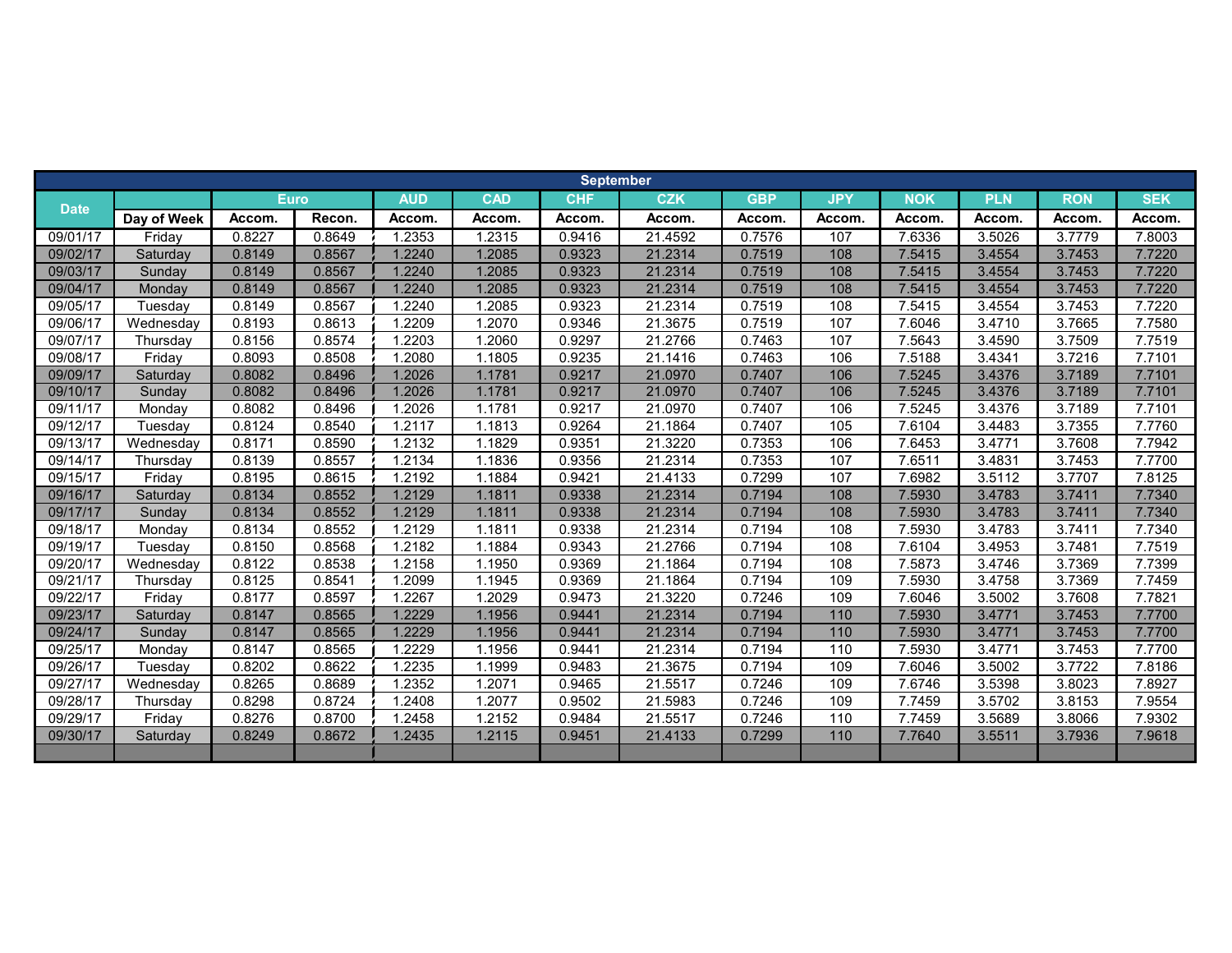| September | | | | | | | | | | | | | |
|---|---|---|---|---|---|---|---|---|---|---|---|---|---|
| Date | | Euro | | AUD | CAD | CHF | CZK | GBP | JPY | NOK | PLN | RON | SEK |
| | Day of Week | Accom. | Recon. | Accom. | Accom. | Accom. | Accom. | Accom. | Accom. | Accom. | Accom. | Accom. | Accom. |
| 09/01/17 | Friday | 0.8227 | 0.8649 | 1.2353 | 1.2315 | 0.9416 | 21.4592 | 0.7576 | 107 | 7.6336 | 3.5026 | 3.7779 | 7.8003 |
| 09/02/17 | Saturday | 0.8149 | 0.8567 | 1.2240 | 1.2085 | 0.9323 | 21.2314 | 0.7519 | 108 | 7.5415 | 3.4554 | 3.7453 | 7.7220 |
| 09/03/17 | Sunday | 0.8149 | 0.8567 | 1.2240 | 1.2085 | 0.9323 | 21.2314 | 0.7519 | 108 | 7.5415 | 3.4554 | 3.7453 | 7.7220 |
| 09/04/17 | Monday | 0.8149 | 0.8567 | 1.2240 | 1.2085 | 0.9323 | 21.2314 | 0.7519 | 108 | 7.5415 | 3.4554 | 3.7453 | 7.7220 |
| 09/05/17 | Tuesday | 0.8149 | 0.8567 | 1.2240 | 1.2085 | 0.9323 | 21.2314 | 0.7519 | 108 | 7.5415 | 3.4554 | 3.7453 | 7.7220 |
| 09/06/17 | Wednesday | 0.8193 | 0.8613 | 1.2209 | 1.2070 | 0.9346 | 21.3675 | 0.7519 | 107 | 7.6046 | 3.4710 | 3.7665 | 7.7580 |
| 09/07/17 | Thursday | 0.8156 | 0.8574 | 1.2203 | 1.2060 | 0.9297 | 21.2766 | 0.7463 | 107 | 7.5643 | 3.4590 | 3.7509 | 7.7519 |
| 09/08/17 | Friday | 0.8093 | 0.8508 | 1.2080 | 1.1805 | 0.9235 | 21.1416 | 0.7463 | 106 | 7.5188 | 3.4341 | 3.7216 | 7.7101 |
| 09/09/17 | Saturday | 0.8082 | 0.8496 | 1.2026 | 1.1781 | 0.9217 | 21.0970 | 0.7407 | 106 | 7.5245 | 3.4376 | 3.7189 | 7.7101 |
| 09/10/17 | Sunday | 0.8082 | 0.8496 | 1.2026 | 1.1781 | 0.9217 | 21.0970 | 0.7407 | 106 | 7.5245 | 3.4376 | 3.7189 | 7.7101 |
| 09/11/17 | Monday | 0.8082 | 0.8496 | 1.2026 | 1.1781 | 0.9217 | 21.0970 | 0.7407 | 106 | 7.5245 | 3.4376 | 3.7189 | 7.7101 |
| 09/12/17 | Tuesday | 0.8124 | 0.8540 | 1.2117 | 1.1813 | 0.9264 | 21.1864 | 0.7407 | 105 | 7.6104 | 3.4483 | 3.7355 | 7.7760 |
| 09/13/17 | Wednesday | 0.8171 | 0.8590 | 1.2132 | 1.1829 | 0.9351 | 21.3220 | 0.7353 | 106 | 7.6453 | 3.4771 | 3.7608 | 7.7942 |
| 09/14/17 | Thursday | 0.8139 | 0.8557 | 1.2134 | 1.1836 | 0.9356 | 21.2314 | 0.7353 | 107 | 7.6511 | 3.4831 | 3.7453 | 7.7700 |
| 09/15/17 | Friday | 0.8195 | 0.8615 | 1.2192 | 1.1884 | 0.9421 | 21.4133 | 0.7299 | 107 | 7.6982 | 3.5112 | 3.7707 | 7.8125 |
| 09/16/17 | Saturday | 0.8134 | 0.8552 | 1.2129 | 1.1811 | 0.9338 | 21.2314 | 0.7194 | 108 | 7.5930 | 3.4783 | 3.7411 | 7.7340 |
| 09/17/17 | Sunday | 0.8134 | 0.8552 | 1.2129 | 1.1811 | 0.9338 | 21.2314 | 0.7194 | 108 | 7.5930 | 3.4783 | 3.7411 | 7.7340 |
| 09/18/17 | Monday | 0.8134 | 0.8552 | 1.2129 | 1.1811 | 0.9338 | 21.2314 | 0.7194 | 108 | 7.5930 | 3.4783 | 3.7411 | 7.7340 |
| 09/19/17 | Tuesday | 0.8150 | 0.8568 | 1.2182 | 1.1884 | 0.9343 | 21.2766 | 0.7194 | 108 | 7.6104 | 3.4953 | 3.7481 | 7.7519 |
| 09/20/17 | Wednesday | 0.8122 | 0.8538 | 1.2158 | 1.1950 | 0.9369 | 21.1864 | 0.7194 | 108 | 7.5873 | 3.4746 | 3.7369 | 7.7399 |
| 09/21/17 | Thursday | 0.8125 | 0.8541 | 1.2099 | 1.1945 | 0.9369 | 21.1864 | 0.7194 | 109 | 7.5930 | 3.4758 | 3.7369 | 7.7459 |
| 09/22/17 | Friday | 0.8177 | 0.8597 | 1.2267 | 1.2029 | 0.9473 | 21.3220 | 0.7246 | 109 | 7.6046 | 3.5002 | 3.7608 | 7.7821 |
| 09/23/17 | Saturday | 0.8147 | 0.8565 | 1.2229 | 1.1956 | 0.9441 | 21.2314 | 0.7194 | 110 | 7.5930 | 3.4771 | 3.7453 | 7.7700 |
| 09/24/17 | Sunday | 0.8147 | 0.8565 | 1.2229 | 1.1956 | 0.9441 | 21.2314 | 0.7194 | 110 | 7.5930 | 3.4771 | 3.7453 | 7.7700 |
| 09/25/17 | Monday | 0.8147 | 0.8565 | 1.2229 | 1.1956 | 0.9441 | 21.2314 | 0.7194 | 110 | 7.5930 | 3.4771 | 3.7453 | 7.7700 |
| 09/26/17 | Tuesday | 0.8202 | 0.8622 | 1.2235 | 1.1999 | 0.9483 | 21.3675 | 0.7194 | 109 | 7.6046 | 3.5002 | 3.7722 | 7.8186 |
| 09/27/17 | Wednesday | 0.8265 | 0.8689 | 1.2352 | 1.2071 | 0.9465 | 21.5517 | 0.7246 | 109 | 7.6746 | 3.5398 | 3.8023 | 7.8927 |
| 09/28/17 | Thursday | 0.8298 | 0.8724 | 1.2408 | 1.2077 | 0.9502 | 21.5983 | 0.7246 | 109 | 7.7459 | 3.5702 | 3.8153 | 7.9554 |
| 09/29/17 | Friday | 0.8276 | 0.8700 | 1.2458 | 1.2152 | 0.9484 | 21.5517 | 0.7246 | 110 | 7.7459 | 3.5689 | 3.8066 | 7.9302 |
| 09/30/17 | Saturday | 0.8249 | 0.8672 | 1.2435 | 1.2115 | 0.9451 | 21.4133 | 0.7299 | 110 | 7.7640 | 3.5511 | 3.7936 | 7.9618 |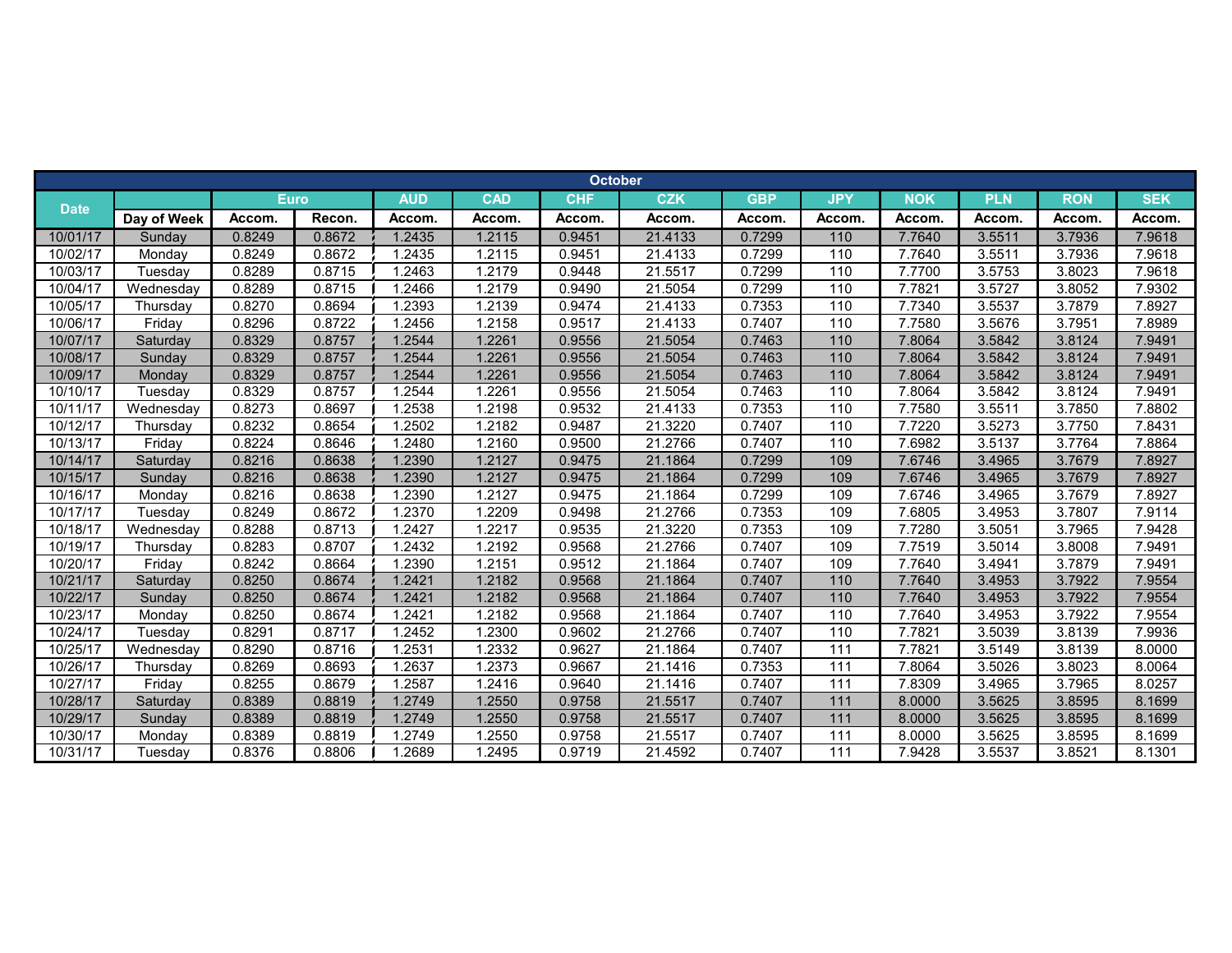| October | | | | | | | | | | | | | |
|---|---|---|---|---|---|---|---|---|---|---|---|---|---|
| Date | | Euro | | AUD | CAD | CHF | CZK | GBP | JPY | NOK | PLN | RON | SEK |
| | Day of Week | Accom. | Recon. | Accom. | Accom. | Accom. | Accom. | Accom. | Accom. | Accom. | Accom. | Accom. | Accom. |
| 10/01/17 | Sunday | 0.8249 | 0.8672 | 1.2435 | 1.2115 | 0.9451 | 21.4133 | 0.7299 | 110 | 7.7640 | 3.5511 | 3.7936 | 7.9618 |
| 10/02/17 | Monday | 0.8249 | 0.8672 | 1.2435 | 1.2115 | 0.9451 | 21.4133 | 0.7299 | 110 | 7.7640 | 3.5511 | 3.7936 | 7.9618 |
| 10/03/17 | Tuesday | 0.8289 | 0.8715 | 1.2463 | 1.2179 | 0.9448 | 21.5517 | 0.7299 | 110 | 7.7700 | 3.5753 | 3.8023 | 7.9618 |
| 10/04/17 | Wednesday | 0.8289 | 0.8715 | 1.2466 | 1.2179 | 0.9490 | 21.5054 | 0.7299 | 110 | 7.7821 | 3.5727 | 3.8052 | 7.9302 |
| 10/05/17 | Thursday | 0.8270 | 0.8694 | 1.2393 | 1.2139 | 0.9474 | 21.4133 | 0.7353 | 110 | 7.7340 | 3.5537 | 3.7879 | 7.8927 |
| 10/06/17 | Friday | 0.8296 | 0.8722 | 1.2456 | 1.2158 | 0.9517 | 21.4133 | 0.7407 | 110 | 7.7580 | 3.5676 | 3.7951 | 7.8989 |
| 10/07/17 | Saturday | 0.8329 | 0.8757 | 1.2544 | 1.2261 | 0.9556 | 21.5054 | 0.7463 | 110 | 7.8064 | 3.5842 | 3.8124 | 7.9491 |
| 10/08/17 | Sunday | 0.8329 | 0.8757 | 1.2544 | 1.2261 | 0.9556 | 21.5054 | 0.7463 | 110 | 7.8064 | 3.5842 | 3.8124 | 7.9491 |
| 10/09/17 | Monday | 0.8329 | 0.8757 | 1.2544 | 1.2261 | 0.9556 | 21.5054 | 0.7463 | 110 | 7.8064 | 3.5842 | 3.8124 | 7.9491 |
| 10/10/17 | Tuesday | 0.8329 | 0.8757 | 1.2544 | 1.2261 | 0.9556 | 21.5054 | 0.7463 | 110 | 7.8064 | 3.5842 | 3.8124 | 7.9491 |
| 10/11/17 | Wednesday | 0.8273 | 0.8697 | 1.2538 | 1.2198 | 0.9532 | 21.4133 | 0.7353 | 110 | 7.7580 | 3.5511 | 3.7850 | 7.8802 |
| 10/12/17 | Thursday | 0.8232 | 0.8654 | 1.2502 | 1.2182 | 0.9487 | 21.3220 | 0.7407 | 110 | 7.7220 | 3.5273 | 3.7750 | 7.8431 |
| 10/13/17 | Friday | 0.8224 | 0.8646 | 1.2480 | 1.2160 | 0.9500 | 21.2766 | 0.7407 | 110 | 7.6982 | 3.5137 | 3.7764 | 7.8864 |
| 10/14/17 | Saturday | 0.8216 | 0.8638 | 1.2390 | 1.2127 | 0.9475 | 21.1864 | 0.7299 | 109 | 7.6746 | 3.4965 | 3.7679 | 7.8927 |
| 10/15/17 | Sunday | 0.8216 | 0.8638 | 1.2390 | 1.2127 | 0.9475 | 21.1864 | 0.7299 | 109 | 7.6746 | 3.4965 | 3.7679 | 7.8927 |
| 10/16/17 | Monday | 0.8216 | 0.8638 | 1.2390 | 1.2127 | 0.9475 | 21.1864 | 0.7299 | 109 | 7.6746 | 3.4965 | 3.7679 | 7.8927 |
| 10/17/17 | Tuesday | 0.8249 | 0.8672 | 1.2370 | 1.2209 | 0.9498 | 21.2766 | 0.7353 | 109 | 7.6805 | 3.4953 | 3.7807 | 7.9114 |
| 10/18/17 | Wednesday | 0.8288 | 0.8713 | 1.2427 | 1.2217 | 0.9535 | 21.3220 | 0.7353 | 109 | 7.7280 | 3.5051 | 3.7965 | 7.9428 |
| 10/19/17 | Thursday | 0.8283 | 0.8707 | 1.2432 | 1.2192 | 0.9568 | 21.2766 | 0.7407 | 109 | 7.7519 | 3.5014 | 3.8008 | 7.9491 |
| 10/20/17 | Friday | 0.8242 | 0.8664 | 1.2390 | 1.2151 | 0.9512 | 21.1864 | 0.7407 | 109 | 7.7640 | 3.4941 | 3.7879 | 7.9491 |
| 10/21/17 | Saturday | 0.8250 | 0.8674 | 1.2421 | 1.2182 | 0.9568 | 21.1864 | 0.7407 | 110 | 7.7640 | 3.4953 | 3.7922 | 7.9554 |
| 10/22/17 | Sunday | 0.8250 | 0.8674 | 1.2421 | 1.2182 | 0.9568 | 21.1864 | 0.7407 | 110 | 7.7640 | 3.4953 | 3.7922 | 7.9554 |
| 10/23/17 | Monday | 0.8250 | 0.8674 | 1.2421 | 1.2182 | 0.9568 | 21.1864 | 0.7407 | 110 | 7.7640 | 3.4953 | 3.7922 | 7.9554 |
| 10/24/17 | Tuesday | 0.8291 | 0.8717 | 1.2452 | 1.2300 | 0.9602 | 21.2766 | 0.7407 | 110 | 7.7821 | 3.5039 | 3.8139 | 7.9936 |
| 10/25/17 | Wednesday | 0.8290 | 0.8716 | 1.2531 | 1.2332 | 0.9627 | 21.1864 | 0.7407 | 111 | 7.7821 | 3.5149 | 3.8139 | 8.0000 |
| 10/26/17 | Thursday | 0.8269 | 0.8693 | 1.2637 | 1.2373 | 0.9667 | 21.1416 | 0.7353 | 111 | 7.8064 | 3.5026 | 3.8023 | 8.0064 |
| 10/27/17 | Friday | 0.8255 | 0.8679 | 1.2587 | 1.2416 | 0.9640 | 21.1416 | 0.7407 | 111 | 7.8309 | 3.4965 | 3.7965 | 8.0257 |
| 10/28/17 | Saturday | 0.8389 | 0.8819 | 1.2749 | 1.2550 | 0.9758 | 21.5517 | 0.7407 | 111 | 8.0000 | 3.5625 | 3.8595 | 8.1699 |
| 10/29/17 | Sunday | 0.8389 | 0.8819 | 1.2749 | 1.2550 | 0.9758 | 21.5517 | 0.7407 | 111 | 8.0000 | 3.5625 | 3.8595 | 8.1699 |
| 10/30/17 | Monday | 0.8389 | 0.8819 | 1.2749 | 1.2550 | 0.9758 | 21.5517 | 0.7407 | 111 | 8.0000 | 3.5625 | 3.8595 | 8.1699 |
| 10/31/17 | Tuesday | 0.8376 | 0.8806 | 1.2689 | 1.2495 | 0.9719 | 21.4592 | 0.7407 | 111 | 7.9428 | 3.5537 | 3.8521 | 8.1301 |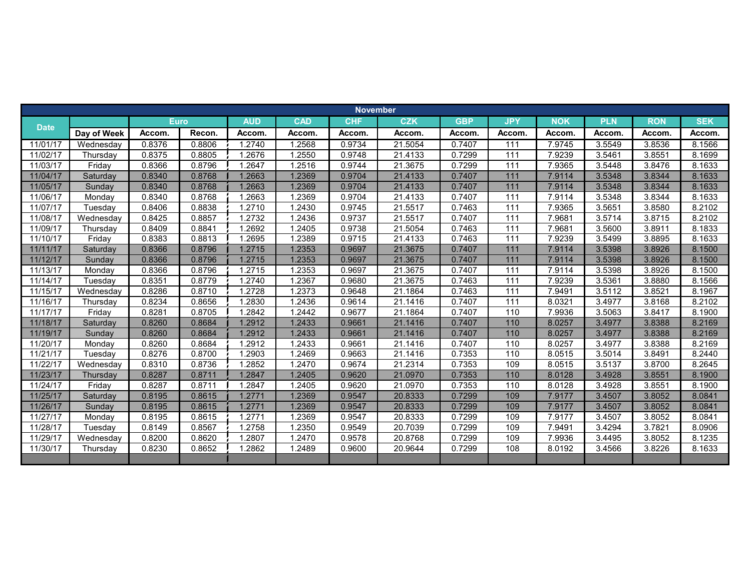| November | | | | | | | | | | | | | |
|---|---|---|---|---|---|---|---|---|---|---|---|---|---|
| Date | | Euro | | AUD | CAD | CHF | CZK | GBP | JPY | NOK | PLN | RON | SEK |
| | Day of Week | Accom. | Recon. | Accom. | Accom. | Accom. | Accom. | Accom. | Accom. | Accom. | Accom. | Accom. | Accom. |
| 11/01/17 | Wednesday | 0.8376 | 0.8806 | 1.2740 | 1.2568 | 0.9734 | 21.5054 | 0.7407 | 111 | 7.9745 | 3.5549 | 3.8536 | 8.1566 |
| 11/02/17 | Thursday | 0.8375 | 0.8805 | 1.2676 | 1.2550 | 0.9748 | 21.4133 | 0.7299 | 111 | 7.9239 | 3.5461 | 3.8551 | 8.1699 |
| 11/03/17 | Friday | 0.8366 | 0.8796 | 1.2647 | 1.2516 | 0.9744 | 21.3675 | 0.7299 | 111 | 7.9365 | 3.5448 | 3.8476 | 8.1633 |
| 11/04/17 | Saturday | 0.8340 | 0.8768 | 1.2663 | 1.2369 | 0.9704 | 21.4133 | 0.7407 | 111 | 7.9114 | 3.5348 | 3.8344 | 8.1633 |
| 11/05/17 | Sunday | 0.8340 | 0.8768 | 1.2663 | 1.2369 | 0.9704 | 21.4133 | 0.7407 | 111 | 7.9114 | 3.5348 | 3.8344 | 8.1633 |
| 11/06/17 | Monday | 0.8340 | 0.8768 | 1.2663 | 1.2369 | 0.9704 | 21.4133 | 0.7407 | 111 | 7.9114 | 3.5348 | 3.8344 | 8.1633 |
| 11/07/17 | Tuesday | 0.8406 | 0.8838 | 1.2710 | 1.2430 | 0.9745 | 21.5517 | 0.7463 | 111 | 7.9365 | 3.5651 | 3.8580 | 8.2102 |
| 11/08/17 | Wednesday | 0.8425 | 0.8857 | 1.2732 | 1.2436 | 0.9737 | 21.5517 | 0.7407 | 111 | 7.9681 | 3.5714 | 3.8715 | 8.2102 |
| 11/09/17 | Thursday | 0.8409 | 0.8841 | 1.2692 | 1.2405 | 0.9738 | 21.5054 | 0.7463 | 111 | 7.9681 | 3.5600 | 3.8911 | 8.1833 |
| 11/10/17 | Friday | 0.8383 | 0.8813 | 1.2695 | 1.2389 | 0.9715 | 21.4133 | 0.7463 | 111 | 7.9239 | 3.5499 | 3.8895 | 8.1633 |
| 11/11/17 | Saturday | 0.8366 | 0.8796 | 1.2715 | 1.2353 | 0.9697 | 21.3675 | 0.7407 | 111 | 7.9114 | 3.5398 | 3.8926 | 8.1500 |
| 11/12/17 | Sunday | 0.8366 | 0.8796 | 1.2715 | 1.2353 | 0.9697 | 21.3675 | 0.7407 | 111 | 7.9114 | 3.5398 | 3.8926 | 8.1500 |
| 11/13/17 | Monday | 0.8366 | 0.8796 | 1.2715 | 1.2353 | 0.9697 | 21.3675 | 0.7407 | 111 | 7.9114 | 3.5398 | 3.8926 | 8.1500 |
| 11/14/17 | Tuesday | 0.8351 | 0.8779 | 1.2740 | 1.2367 | 0.9680 | 21.3675 | 0.7463 | 111 | 7.9239 | 3.5361 | 3.8880 | 8.1566 |
| 11/15/17 | Wednesday | 0.8286 | 0.8710 | 1.2728 | 1.2373 | 0.9648 | 21.1864 | 0.7463 | 111 | 7.9491 | 3.5112 | 3.8521 | 8.1967 |
| 11/16/17 | Thursday | 0.8234 | 0.8656 | 1.2830 | 1.2436 | 0.9614 | 21.1416 | 0.7407 | 111 | 8.0321 | 3.4977 | 3.8168 | 8.2102 |
| 11/17/17 | Friday | 0.8281 | 0.8705 | 1.2842 | 1.2442 | 0.9677 | 21.1864 | 0.7407 | 110 | 7.9936 | 3.5063 | 3.8417 | 8.1900 |
| 11/18/17 | Saturday | 0.8260 | 0.8684 | 1.2912 | 1.2433 | 0.9661 | 21.1416 | 0.7407 | 110 | 8.0257 | 3.4977 | 3.8388 | 8.2169 |
| 11/19/17 | Sunday | 0.8260 | 0.8684 | 1.2912 | 1.2433 | 0.9661 | 21.1416 | 0.7407 | 110 | 8.0257 | 3.4977 | 3.8388 | 8.2169 |
| 11/20/17 | Monday | 0.8260 | 0.8684 | 1.2912 | 1.2433 | 0.9661 | 21.1416 | 0.7407 | 110 | 8.0257 | 3.4977 | 3.8388 | 8.2169 |
| 11/21/17 | Tuesday | 0.8276 | 0.8700 | 1.2903 | 1.2469 | 0.9663 | 21.1416 | 0.7353 | 110 | 8.0515 | 3.5014 | 3.8491 | 8.2440 |
| 11/22/17 | Wednesday | 0.8310 | 0.8736 | 1.2852 | 1.2470 | 0.9674 | 21.2314 | 0.7353 | 109 | 8.0515 | 3.5137 | 3.8700 | 8.2645 |
| 11/23/17 | Thursday | 0.8287 | 0.8711 | 1.2847 | 1.2405 | 0.9620 | 21.0970 | 0.7353 | 110 | 8.0128 | 3.4928 | 3.8551 | 8.1900 |
| 11/24/17 | Friday | 0.8287 | 0.8711 | 1.2847 | 1.2405 | 0.9620 | 21.0970 | 0.7353 | 110 | 8.0128 | 3.4928 | 3.8551 | 8.1900 |
| 11/25/17 | Saturday | 0.8195 | 0.8615 | 1.2771 | 1.2369 | 0.9547 | 20.8333 | 0.7299 | 109 | 7.9177 | 3.4507 | 3.8052 | 8.0841 |
| 11/26/17 | Sunday | 0.8195 | 0.8615 | 1.2771 | 1.2369 | 0.9547 | 20.8333 | 0.7299 | 109 | 7.9177 | 3.4507 | 3.8052 | 8.0841 |
| 11/27/17 | Monday | 0.8195 | 0.8615 | 1.2771 | 1.2369 | 0.9547 | 20.8333 | 0.7299 | 109 | 7.9177 | 3.4507 | 3.8052 | 8.0841 |
| 11/28/17 | Tuesday | 0.8149 | 0.8567 | 1.2758 | 1.2350 | 0.9549 | 20.7039 | 0.7299 | 109 | 7.9491 | 3.4294 | 3.7821 | 8.0906 |
| 11/29/17 | Wednesday | 0.8200 | 0.8620 | 1.2807 | 1.2470 | 0.9578 | 20.8768 | 0.7299 | 109 | 7.9936 | 3.4495 | 3.8052 | 8.1235 |
| 11/30/17 | Thursday | 0.8230 | 0.8652 | 1.2862 | 1.2489 | 0.9600 | 20.9644 | 0.7299 | 108 | 8.0192 | 3.4566 | 3.8226 | 8.1633 |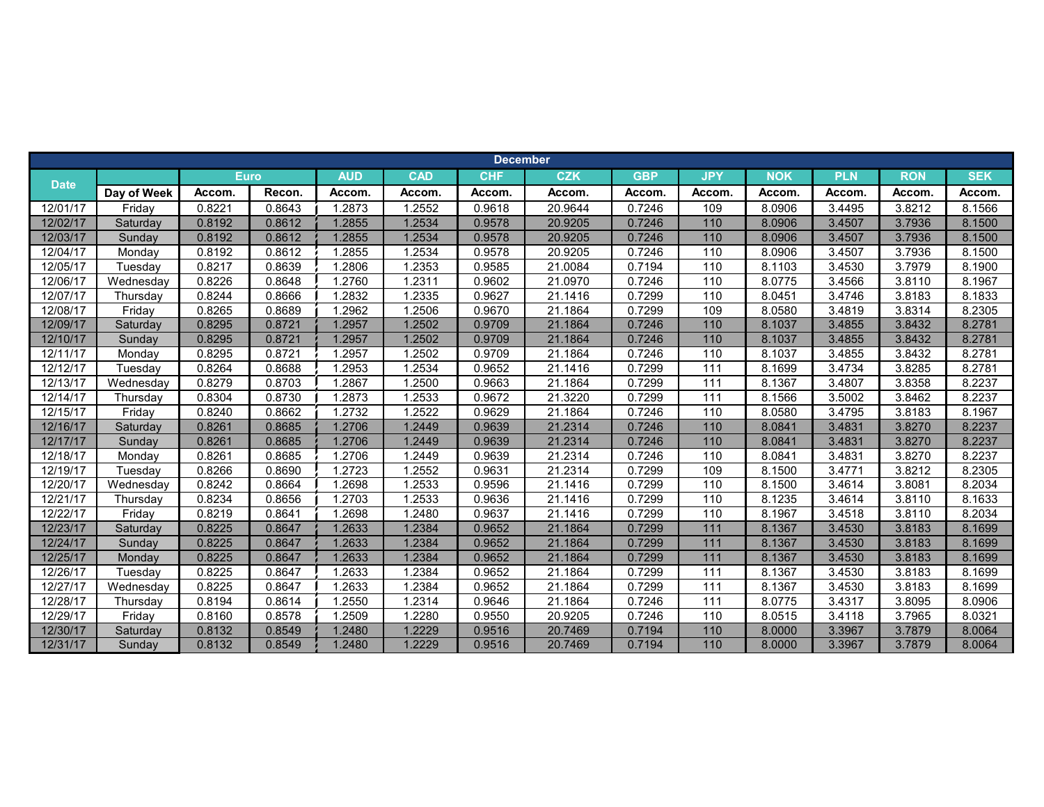| December | | | | | | | | | | | | | |
|---|---|---|---|---|---|---|---|---|---|---|---|---|---|
| Date | | Euro | | AUD | CAD | CHF | CZK | GBP | JPY | NOK | PLN | RON | SEK |
| | Day of Week | Accom. | Recon. | Accom. | Accom. | Accom. | Accom. | Accom. | Accom. | Accom. | Accom. | Accom. | Accom. |
| 12/01/17 | Friday | 0.8221 | 0.8643 | 1.2873 | 1.2552 | 0.9618 | 20.9644 | 0.7246 | 109 | 8.0906 | 3.4495 | 3.8212 | 8.1566 |
| 12/02/17 | Saturday | 0.8192 | 0.8612 | 1.2855 | 1.2534 | 0.9578 | 20.9205 | 0.7246 | 110 | 8.0906 | 3.4507 | 3.7936 | 8.1500 |
| 12/03/17 | Sunday | 0.8192 | 0.8612 | 1.2855 | 1.2534 | 0.9578 | 20.9205 | 0.7246 | 110 | 8.0906 | 3.4507 | 3.7936 | 8.1500 |
| 12/04/17 | Monday | 0.8192 | 0.8612 | 1.2855 | 1.2534 | 0.9578 | 20.9205 | 0.7246 | 110 | 8.0906 | 3.4507 | 3.7936 | 8.1500 |
| 12/05/17 | Tuesday | 0.8217 | 0.8639 | 1.2806 | 1.2353 | 0.9585 | 21.0084 | 0.7194 | 110 | 8.1103 | 3.4530 | 3.7979 | 8.1900 |
| 12/06/17 | Wednesday | 0.8226 | 0.8648 | 1.2760 | 1.2311 | 0.9602 | 21.0970 | 0.7246 | 110 | 8.0775 | 3.4566 | 3.8110 | 8.1967 |
| 12/07/17 | Thursday | 0.8244 | 0.8666 | 1.2832 | 1.2335 | 0.9627 | 21.1416 | 0.7299 | 110 | 8.0451 | 3.4746 | 3.8183 | 8.1833 |
| 12/08/17 | Friday | 0.8265 | 0.8689 | 1.2962 | 1.2506 | 0.9670 | 21.1864 | 0.7299 | 109 | 8.0580 | 3.4819 | 3.8314 | 8.2305 |
| 12/09/17 | Saturday | 0.8295 | 0.8721 | 1.2957 | 1.2502 | 0.9709 | 21.1864 | 0.7246 | 110 | 8.1037 | 3.4855 | 3.8432 | 8.2781 |
| 12/10/17 | Sunday | 0.8295 | 0.8721 | 1.2957 | 1.2502 | 0.9709 | 21.1864 | 0.7246 | 110 | 8.1037 | 3.4855 | 3.8432 | 8.2781 |
| 12/11/17 | Monday | 0.8295 | 0.8721 | 1.2957 | 1.2502 | 0.9709 | 21.1864 | 0.7246 | 110 | 8.1037 | 3.4855 | 3.8432 | 8.2781 |
| 12/12/17 | Tuesday | 0.8264 | 0.8688 | 1.2953 | 1.2534 | 0.9652 | 21.1416 | 0.7299 | 111 | 8.1699 | 3.4734 | 3.8285 | 8.2781 |
| 12/13/17 | Wednesday | 0.8279 | 0.8703 | 1.2867 | 1.2500 | 0.9663 | 21.1864 | 0.7299 | 111 | 8.1367 | 3.4807 | 3.8358 | 8.2237 |
| 12/14/17 | Thursday | 0.8304 | 0.8730 | 1.2873 | 1.2533 | 0.9672 | 21.3220 | 0.7299 | 111 | 8.1566 | 3.5002 | 3.8462 | 8.2237 |
| 12/15/17 | Friday | 0.8240 | 0.8662 | 1.2732 | 1.2522 | 0.9629 | 21.1864 | 0.7246 | 110 | 8.0580 | 3.4795 | 3.8183 | 8.1967 |
| 12/16/17 | Saturday | 0.8261 | 0.8685 | 1.2706 | 1.2449 | 0.9639 | 21.2314 | 0.7246 | 110 | 8.0841 | 3.4831 | 3.8270 | 8.2237 |
| 12/17/17 | Sunday | 0.8261 | 0.8685 | 1.2706 | 1.2449 | 0.9639 | 21.2314 | 0.7246 | 110 | 8.0841 | 3.4831 | 3.8270 | 8.2237 |
| 12/18/17 | Monday | 0.8261 | 0.8685 | 1.2706 | 1.2449 | 0.9639 | 21.2314 | 0.7246 | 110 | 8.0841 | 3.4831 | 3.8270 | 8.2237 |
| 12/19/17 | Tuesday | 0.8266 | 0.8690 | 1.2723 | 1.2552 | 0.9631 | 21.2314 | 0.7299 | 109 | 8.1500 | 3.4771 | 3.8212 | 8.2305 |
| 12/20/17 | Wednesday | 0.8242 | 0.8664 | 1.2698 | 1.2533 | 0.9596 | 21.1416 | 0.7299 | 110 | 8.1500 | 3.4614 | 3.8081 | 8.2034 |
| 12/21/17 | Thursday | 0.8234 | 0.8656 | 1.2703 | 1.2533 | 0.9636 | 21.1416 | 0.7299 | 110 | 8.1235 | 3.4614 | 3.8110 | 8.1633 |
| 12/22/17 | Friday | 0.8219 | 0.8641 | 1.2698 | 1.2480 | 0.9637 | 21.1416 | 0.7299 | 110 | 8.1967 | 3.4518 | 3.8110 | 8.2034 |
| 12/23/17 | Saturday | 0.8225 | 0.8647 | 1.2633 | 1.2384 | 0.9652 | 21.1864 | 0.7299 | 111 | 8.1367 | 3.4530 | 3.8183 | 8.1699 |
| 12/24/17 | Sunday | 0.8225 | 0.8647 | 1.2633 | 1.2384 | 0.9652 | 21.1864 | 0.7299 | 111 | 8.1367 | 3.4530 | 3.8183 | 8.1699 |
| 12/25/17 | Monday | 0.8225 | 0.8647 | 1.2633 | 1.2384 | 0.9652 | 21.1864 | 0.7299 | 111 | 8.1367 | 3.4530 | 3.8183 | 8.1699 |
| 12/26/17 | Tuesday | 0.8225 | 0.8647 | 1.2633 | 1.2384 | 0.9652 | 21.1864 | 0.7299 | 111 | 8.1367 | 3.4530 | 3.8183 | 8.1699 |
| 12/27/17 | Wednesday | 0.8225 | 0.8647 | 1.2633 | 1.2384 | 0.9652 | 21.1864 | 0.7299 | 111 | 8.1367 | 3.4530 | 3.8183 | 8.1699 |
| 12/28/17 | Thursday | 0.8194 | 0.8614 | 1.2550 | 1.2314 | 0.9646 | 21.1864 | 0.7246 | 111 | 8.0775 | 3.4317 | 3.8095 | 8.0906 |
| 12/29/17 | Friday | 0.8160 | 0.8578 | 1.2509 | 1.2280 | 0.9550 | 20.9205 | 0.7246 | 110 | 8.0515 | 3.4118 | 3.7965 | 8.0321 |
| 12/30/17 | Saturday | 0.8132 | 0.8549 | 1.2480 | 1.2229 | 0.9516 | 20.7469 | 0.7194 | 110 | 8.0000 | 3.3967 | 3.7879 | 8.0064 |
| 12/31/17 | Sunday | 0.8132 | 0.8549 | 1.2480 | 1.2229 | 0.9516 | 20.7469 | 0.7194 | 110 | 8.0000 | 3.3967 | 3.7879 | 8.0064 |